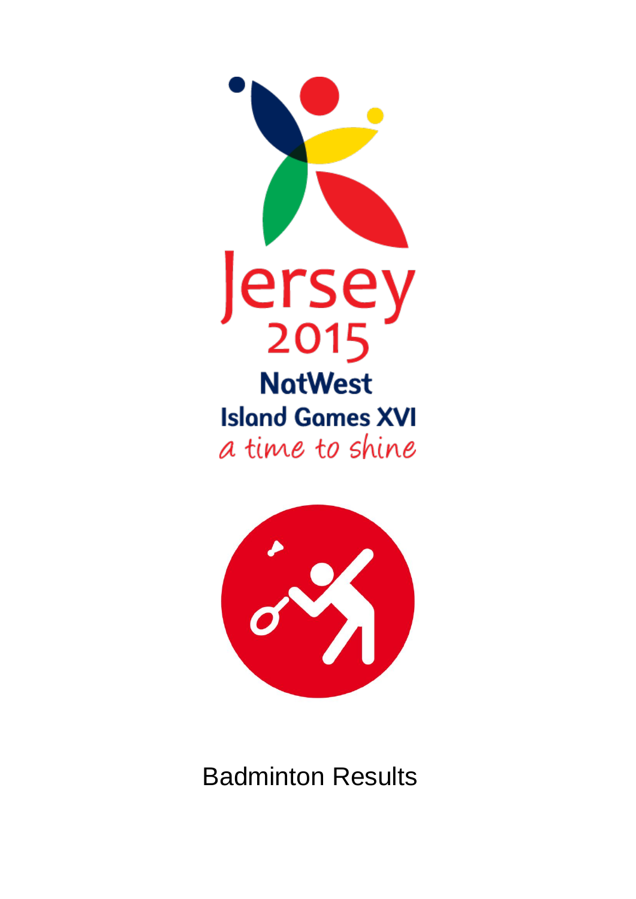Jersey
2015
NatWest
Island Games XVI
a time to shine

Badminton Results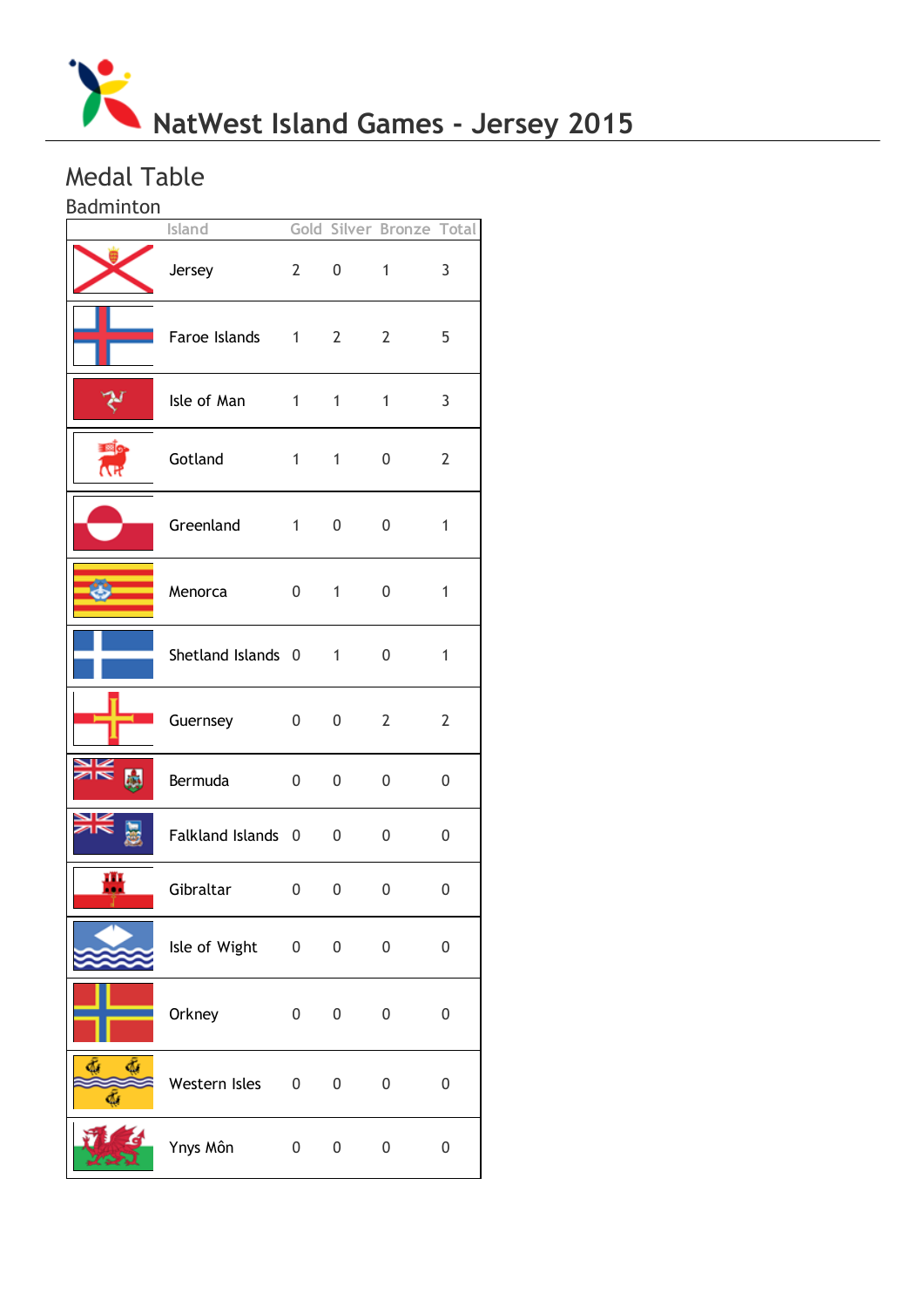# NatWest Island Games - Jersey 2015

## Medal Table

### Badminton

| Island | Gold | Silver | Bronze | Total |
|---|---|---|---|---|
| Jersey | 2 | 0 | 1 | 3 |
| Faroe Islands | 1 | 2 | 2 | 5 |
| Isle of Man | 1 | 1 | 1 | 3 |
| Gotland | 1 | 1 | 0 | 2 |
| Greenland | 1 | 0 | 0 | 1 |
| Menorca | 0 | 1 | 0 | 1 |
| Shetland Islands | 0 | 1 | 0 | 1 |
| Guernsey | 0 | 0 | 2 | 2 |
| Bermuda | 0 | 0 | 0 | 0 |
| Falkland Islands | 0 | 0 | 0 | 0 |
| Gibraltar | 0 | 0 | 0 | 0 |
| Isle of Wight | 0 | 0 | 0 | 0 |
| Orkney | 0 | 0 | 0 | 0 |
| Western Isles | 0 | 0 | 0 | 0 |
| Ynys Môn | 0 | 0 | 0 | 0 |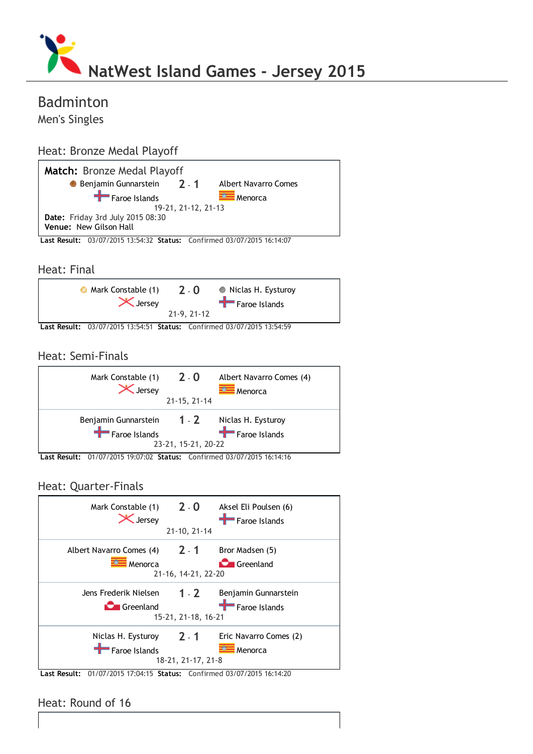# NatWest Island Games - Jersey 2015

## Badminton

### Men's Singles

### Heat: Bronze Medal Playoff

**Match:** Bronze Medal Playoff

| | | |
|---|---|---|
| Benjamin Gunnarstein<br>Faroe Islands | 2 - 1 | Albert Navarro Comes<br>Menorca |
| | 19-21, 21-12, 21-13 | |

**Date:** Friday 3rd July 2015 08:30
**Venue:** New Gilson Hall

**Last Result:** 03/07/2015 13:54:32 **Status:** Confirmed 03/07/2015 16:14:07

### Heat: Final

| | | |
|---|---|---|
| Mark Constable (1)<br>Jersey | 2 - 0 | Niclas H. Eysturoy<br>Faroe Islands |
| | 21-9, 21-12 | |

**Last Result:** 03/07/2015 13:54:51 **Status:** Confirmed 03/07/2015 13:54:59

### Heat: Semi-Finals

| | | |
|---|---|---|
| Mark Constable (1)<br>Jersey | 2 - 0 | Albert Navarro Comes (4)<br>Menorca |
| | 21-15, 21-14 | |
| Benjamin Gunnarstein<br>Faroe Islands | 1 - 2 | Niclas H. Eysturoy<br>Faroe Islands |
| | 23-21, 15-21, 20-22 | |

**Last Result:** 01/07/2015 19:07:02 **Status:** Confirmed 03/07/2015 16:14:16

### Heat: Quarter-Finals

| | | |
|---|---|---|
| Mark Constable (1)<br>Jersey | 2 - 0 | Aksel Eli Poulsen (6)<br>Faroe Islands |
| | 21-10, 21-14 | |
| Albert Navarro Comes (4)<br>Menorca | 2 - 1 | Bror Madsen (5)<br>Greenland |
| | 21-16, 14-21, 22-20 | |
| Jens Frederik Nielsen<br>Greenland | 1 - 2 | Benjamin Gunnarstein<br>Faroe Islands |
| | 15-21, 21-18, 16-21 | |
| Niclas H. Eysturoy<br>Faroe Islands | 2 - 1 | Eric Navarro Comes (2)<br>Menorca |
| | 18-21, 21-17, 21-8 | |

**Last Result:** 01/07/2015 17:04:15 **Status:** Confirmed 03/07/2015 16:14:20

### Heat: Round of 16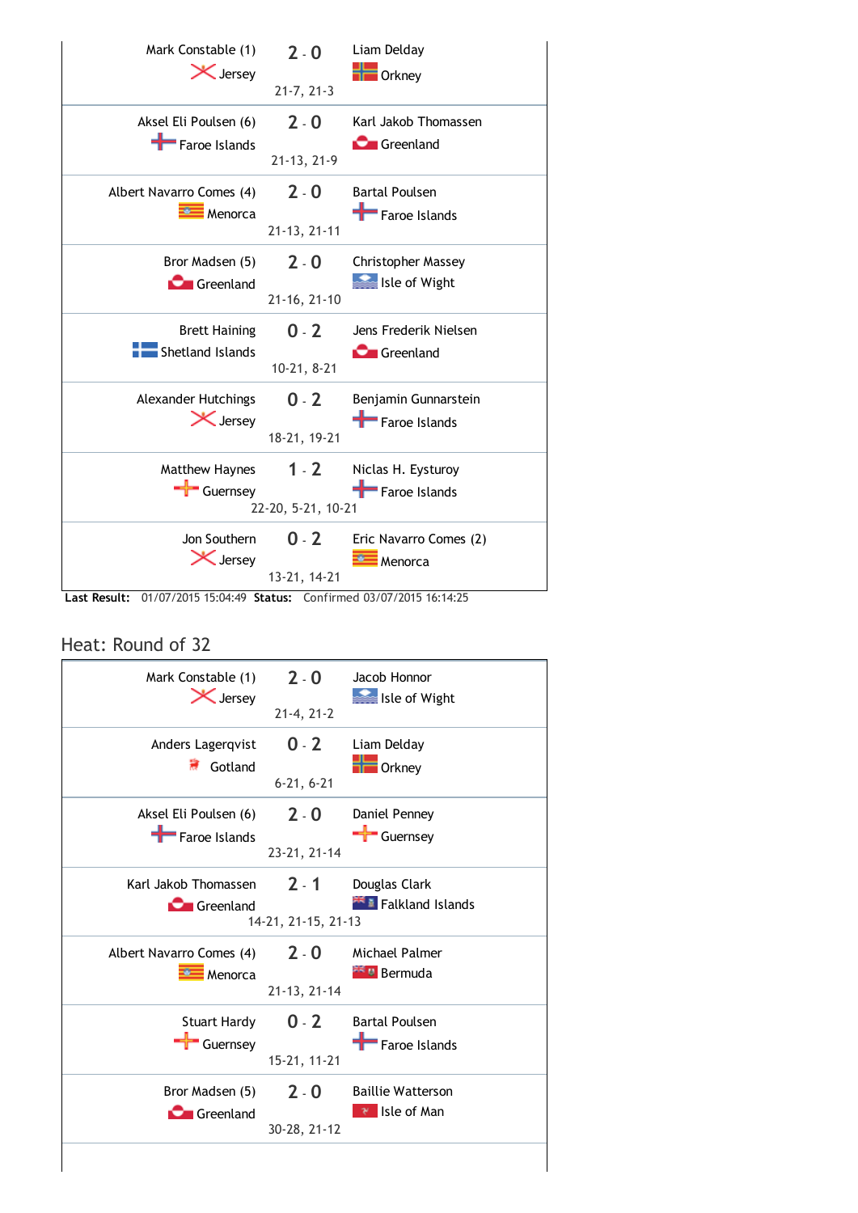| Player 1 | Score | Player 2 | Games |
|---|---|---|---|
| Mark Constable (1) Jersey | 2 - 0 | Liam Delday Orkney | 21-7, 21-3 |
| Aksel Eli Poulsen (6) Faroe Islands | 2 - 0 | Karl Jakob Thomassen Greenland | 21-13, 21-9 |
| Albert Navarro Comes (4) Menorca | 2 - 0 | Bartal Poulsen Faroe Islands | 21-13, 21-11 |
| Bror Madsen (5) Greenland | 2 - 0 | Christopher Massey Isle of Wight | 21-16, 21-10 |
| Brett Haining Shetland Islands | 0 - 2 | Jens Frederik Nielsen Greenland | 10-21, 8-21 |
| Alexander Hutchings Jersey | 0 - 2 | Benjamin Gunnarstein Faroe Islands | 18-21, 19-21 |
| Matthew Haynes Guernsey | 1 - 2 | Niclas H. Eysturoy Faroe Islands | 22-20, 5-21, 10-21 |
| Jon Southern Jersey | 0 - 2 | Eric Navarro Comes (2) Menorca | 13-21, 14-21 |

**Last Result:** 01/07/2015 15:04:49 **Status:** Confirmed 03/07/2015 16:14:25

## Heat: Round of 32

| Player 1 | Score | Player 2 | Games |
|---|---|---|---|
| Mark Constable (1) Jersey | 2 - 0 | Jacob Honnor Isle of Wight | 21-4, 21-2 |
| Anders Lagerqvist Gotland | 0 - 2 | Liam Delday Orkney | 6-21, 6-21 |
| Aksel Eli Poulsen (6) Faroe Islands | 2 - 0 | Daniel Penney Guernsey | 23-21, 21-14 |
| Karl Jakob Thomassen Greenland | 2 - 1 | Douglas Clark Falkland Islands | 14-21, 21-15, 21-13 |
| Albert Navarro Comes (4) Menorca | 2 - 0 | Michael Palmer Bermuda | 21-13, 21-14 |
| Stuart Hardy Guernsey | 0 - 2 | Bartal Poulsen Faroe Islands | 15-21, 11-21 |
| Bror Madsen (5) Greenland | 2 - 0 | Baillie Watterson Isle of Man | 30-28, 21-12 |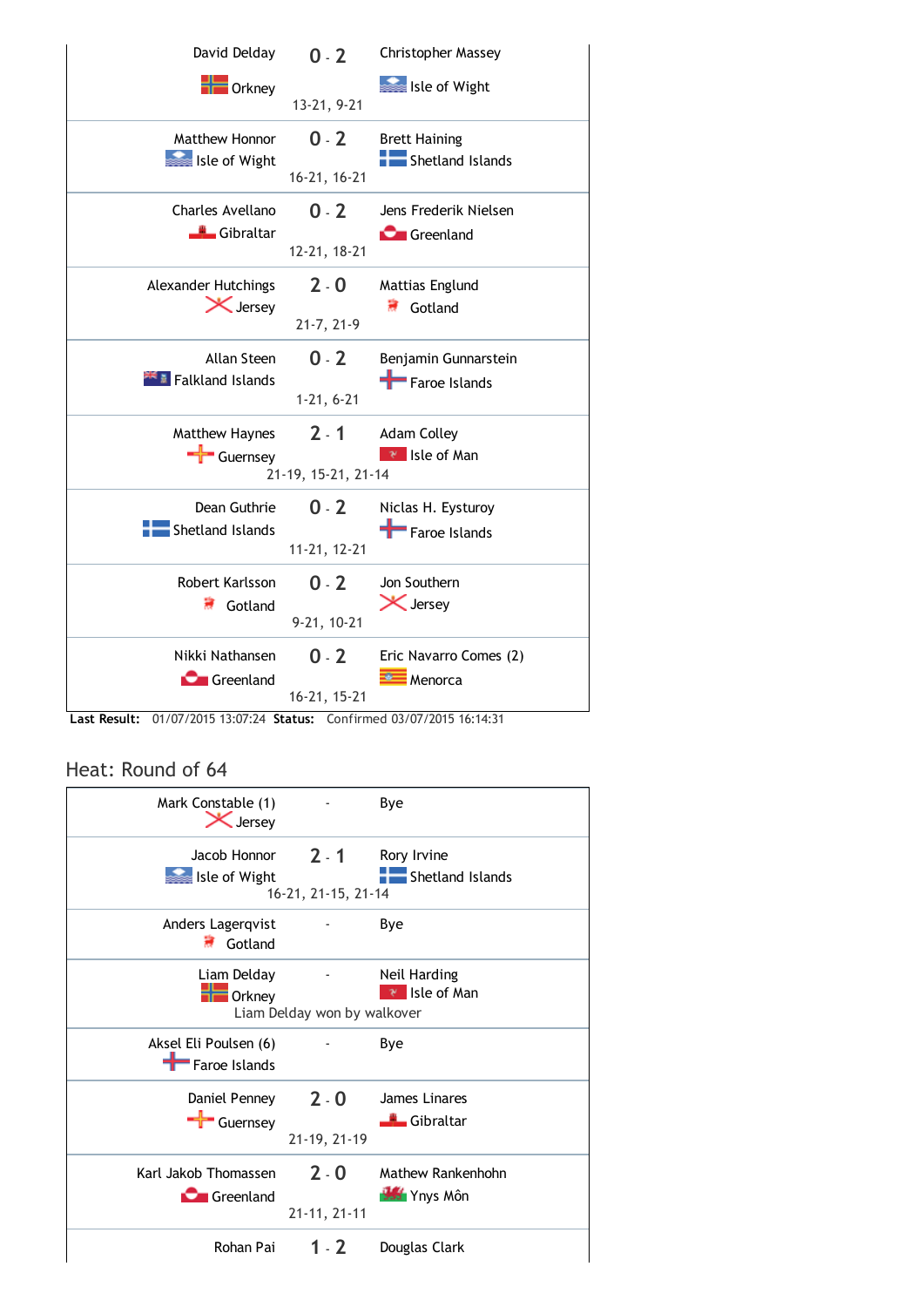| Player 1 | Score | Player 2 |
|---|---|---|
| David Delday<br>Orkney | 0 - 2<br>13-21, 9-21 | Christopher Massey<br>Isle of Wight |
| Matthew Honnor<br>Isle of Wight | 0 - 2<br>16-21, 16-21 | Brett Haining<br>Shetland Islands |
| Charles Avellano<br>Gibraltar | 0 - 2<br>12-21, 18-21 | Jens Frederik Nielsen<br>Greenland |
| Alexander Hutchings<br>Jersey | 2 - 0<br>21-7, 21-9 | Mattias Englund<br>Gotland |
| Allan Steen<br>Falkland Islands | 0 - 2<br>1-21, 6-21 | Benjamin Gunnarstein<br>Faroe Islands |
| Matthew Haynes<br>Guernsey | 2 - 1<br>21-19, 15-21, 21-14 | Adam Colley<br>Isle of Man |
| Dean Guthrie<br>Shetland Islands | 0 - 2<br>11-21, 12-21 | Niclas H. Eysturoy<br>Faroe Islands |
| Robert Karlsson<br>Gotland | 0 - 2<br>9-21, 10-21 | Jon Southern<br>Jersey |
| Nikki Nathansen<br>Greenland | 0 - 2<br>16-21, 15-21 | Eric Navarro Comes (2)<br>Menorca |

**Last Result:** 01/07/2015 13:07:24 **Status:** Confirmed 03/07/2015 16:14:31

## Heat: Round of 64

| Player 1 | Score | Player 2 |
|---|---|---|
| Mark Constable (1)<br>Jersey | - | Bye |
| Jacob Honnor<br>Isle of Wight | 2 - 1<br>16-21, 21-15, 21-14 | Rory Irvine<br>Shetland Islands |
| Anders Lagerqvist<br>Gotland | - | Bye |
| Liam Delday<br>Orkney | -<br>Liam Delday won by walkover | Neil Harding<br>Isle of Man |
| Aksel Eli Poulsen (6)<br>Faroe Islands | - | Bye |
| Daniel Penney<br>Guernsey | 2 - 0<br>21-19, 21-19 | James Linares<br>Gibraltar |
| Karl Jakob Thomassen<br>Greenland | 2 - 0<br>21-11, 21-11 | Mathew Rankenhohn<br>Ynys Môn |
| Rohan Pai | 1 - 2 | Douglas Clark |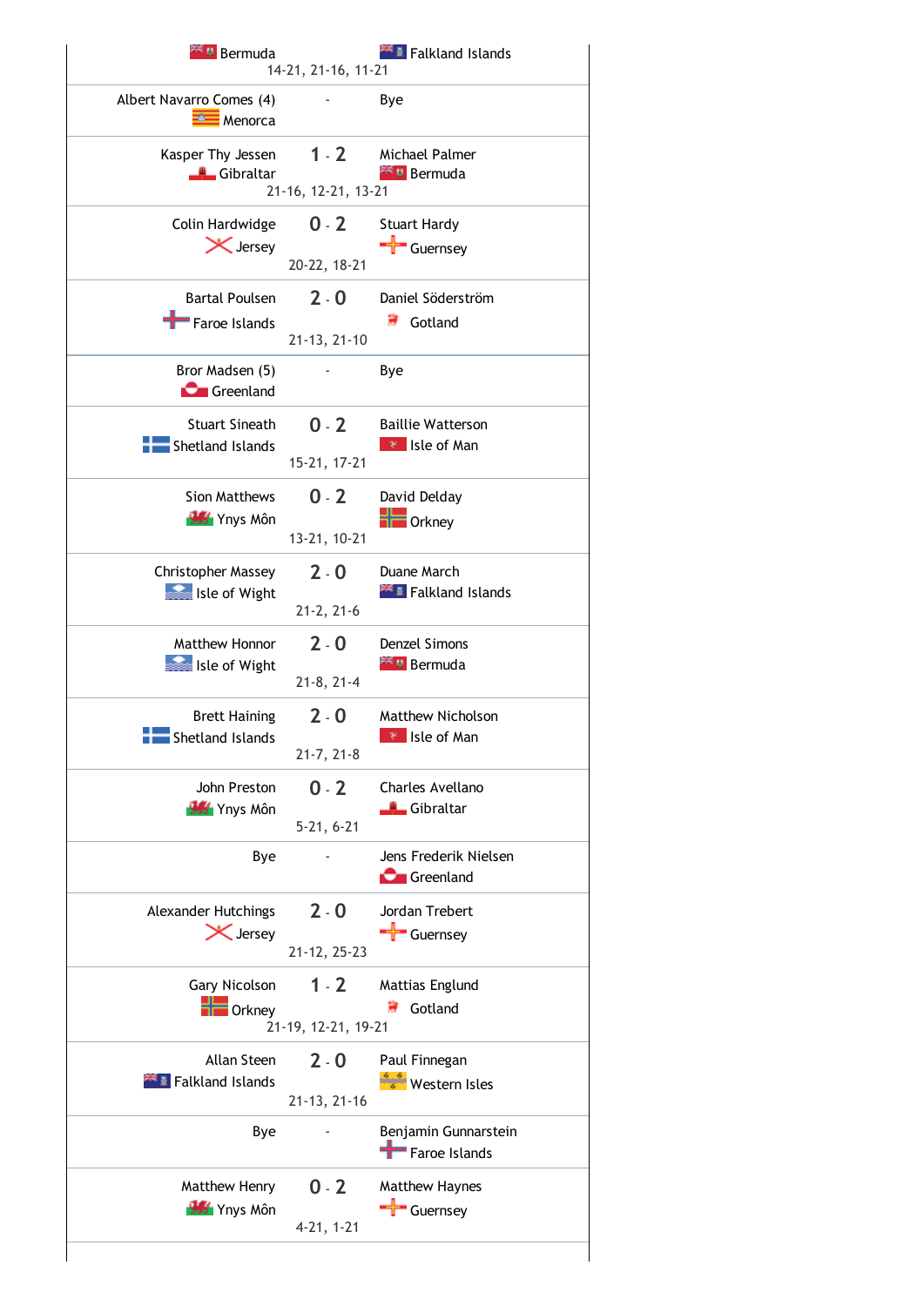| Player 1 | Score | Player 2 |
| --- | --- | --- |
| Bermuda | 14-21, 21-16, 11-21 | Falkland Islands |
| Albert Navarro Comes (4) Menorca | - | Bye |
| Kasper Thy Jessen Gibraltar | 1 - 2 (21-16, 12-21, 13-21) | Michael Palmer Bermuda |
| Colin Hardwidge Jersey | 0 - 2 (20-22, 18-21) | Stuart Hardy Guernsey |
| Bartal Poulsen Faroe Islands | 2 - 0 (21-13, 21-10) | Daniel Söderström Gotland |
| Bror Madsen (5) Greenland | - | Bye |
| Stuart Sineath Shetland Islands | 0 - 2 (15-21, 17-21) | Baillie Watterson Isle of Man |
| Sion Matthews Ynys Môn | 0 - 2 (13-21, 10-21) | David Delday Orkney |
| Christopher Massey Isle of Wight | 2 - 0 (21-2, 21-6) | Duane March Falkland Islands |
| Matthew Honnor Isle of Wight | 2 - 0 (21-8, 21-4) | Denzel Simons Bermuda |
| Brett Haining Shetland Islands | 2 - 0 (21-7, 21-8) | Matthew Nicholson Isle of Man |
| John Preston Ynys Môn | 0 - 2 (5-21, 6-21) | Charles Avellano Gibraltar |
| Bye | - | Jens Frederik Nielsen Greenland |
| Alexander Hutchings Jersey | 2 - 0 (21-12, 25-23) | Jordan Trebert Guernsey |
| Gary Nicolson Orkney | 1 - 2 (21-19, 12-21, 19-21) | Mattias Englund Gotland |
| Allan Steen Falkland Islands | 2 - 0 (21-13, 21-16) | Paul Finnegan Western Isles |
| Bye | - | Benjamin Gunnarstein Faroe Islands |
| Matthew Henry Ynys Môn | 0 - 2 (4-21, 1-21) | Matthew Haynes Guernsey |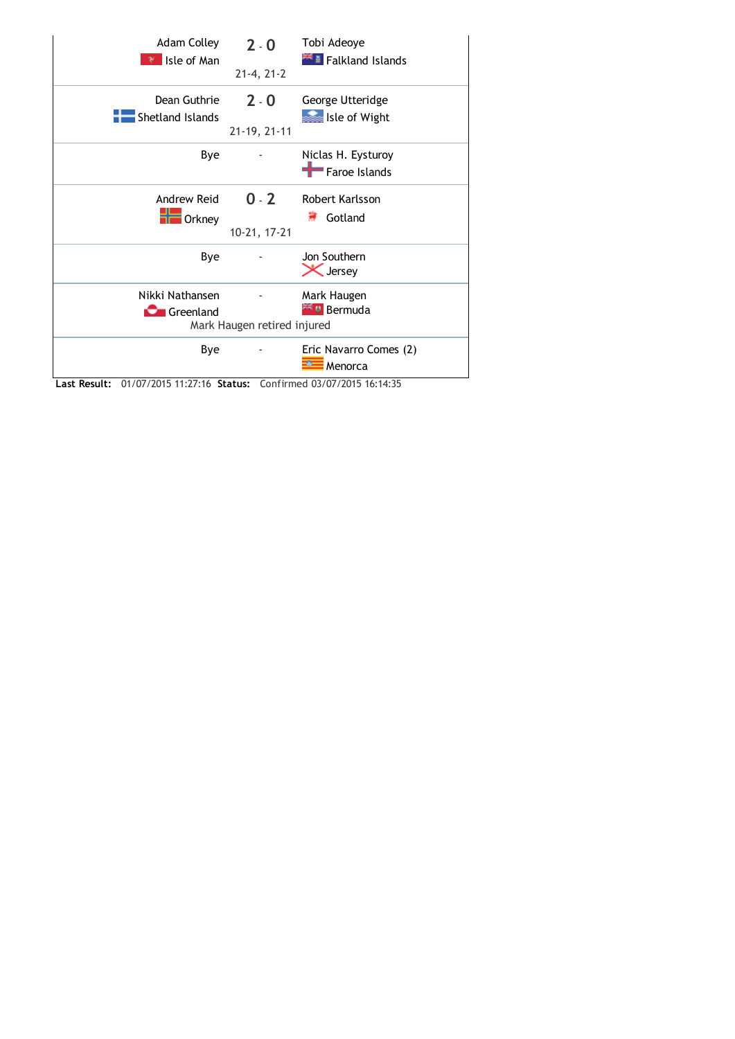| Player 1 | Score | Player 2 |
|---|---|---|
| Adam Colley<br>Isle of Man | 2 - 0<br>21-4, 21-2 | Tobi Adeoye<br>Falkland Islands |
| Dean Guthrie<br>Shetland Islands | 2 - 0<br>21-19, 21-11 | George Utteridge<br>Isle of Wight |
| Bye | - | Niclas H. Eysturoy<br>Faroe Islands |
| Andrew Reid<br>Orkney | 0 - 2<br>10-21, 17-21 | Robert Karlsson<br>Gotland |
| Bye | - | Jon Southern<br>Jersey |
| Nikki Nathansen<br>Greenland | -<br>Mark Haugen retired injured | Mark Haugen<br>Bermuda |
| Bye | - | Eric Navarro Comes (2)<br>Menorca |

**Last Result:** 01/07/2015 11:27:16 **Status:** Confirmed 03/07/2015 16:14:35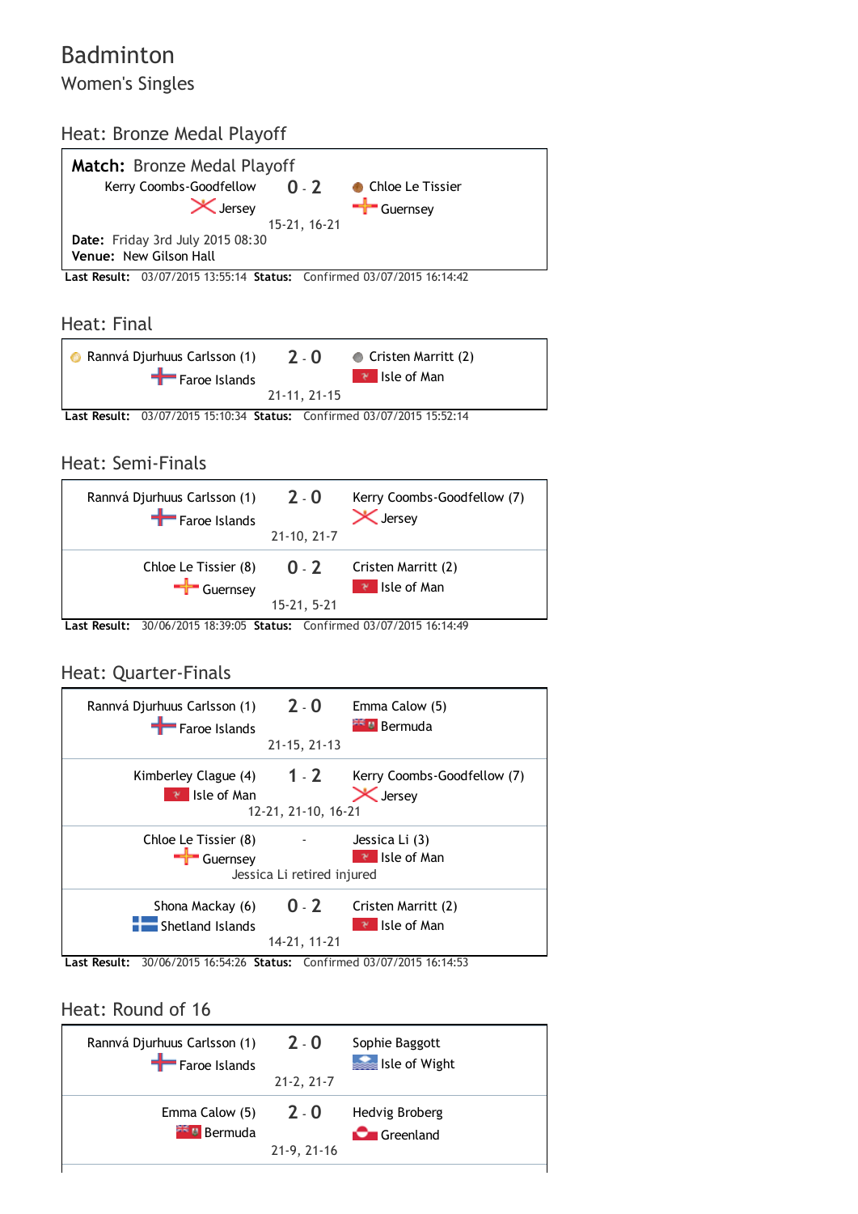# Badminton

## Women's Singles

### Heat: Bronze Medal Playoff

**Match:** Bronze Medal Playoff

| | Score | |
|---|---|---|
| Kerry Coombs-Goodfellow<br>Jersey | 0 - 2<br>15-21, 16-21 | Chloe Le Tissier<br>Guernsey |

**Date:** Friday 3rd July 2015 08:30
**Venue:** New Gilson Hall

**Last Result:** 03/07/2015 13:55:14 **Status:** Confirmed 03/07/2015 16:14:42

### Heat: Final

| | Score | |
|---|---|---|
| Rannvá Djurhuus Carlsson (1)<br>Faroe Islands | 2 - 0<br>21-11, 21-15 | Cristen Marritt (2)<br>Isle of Man |

**Last Result:** 03/07/2015 15:10:34 **Status:** Confirmed 03/07/2015 15:52:14

### Heat: Semi-Finals

| | Score | |
|---|---|---|
| Rannvá Djurhuus Carlsson (1)<br>Faroe Islands | 2 - 0<br>21-10, 21-7 | Kerry Coombs-Goodfellow (7)<br>Jersey |
| Chloe Le Tissier (8)<br>Guernsey | 0 - 2<br>15-21, 5-21 | Cristen Marritt (2)<br>Isle of Man |

**Last Result:** 30/06/2015 18:39:05 **Status:** Confirmed 03/07/2015 16:14:49

### Heat: Quarter-Finals

| | Score | |
|---|---|---|
| Rannvá Djurhuus Carlsson (1)<br>Faroe Islands | 2 - 0<br>21-15, 21-13 | Emma Calow (5)<br>Bermuda |
| Kimberley Clague (4)<br>Isle of Man | 1 - 2<br>12-21, 21-10, 16-21 | Kerry Coombs-Goodfellow (7)<br>Jersey |
| Chloe Le Tissier (8)<br>Guernsey | -<br>Jessica Li retired injured | Jessica Li (3)<br>Isle of Man |
| Shona Mackay (6)<br>Shetland Islands | 0 - 2<br>14-21, 11-21 | Cristen Marritt (2)<br>Isle of Man |

**Last Result:** 30/06/2015 16:54:26 **Status:** Confirmed 03/07/2015 16:14:53

### Heat: Round of 16

| | Score | |
|---|---|---|
| Rannvá Djurhuus Carlsson (1)<br>Faroe Islands | 2 - 0<br>21-2, 21-7 | Sophie Baggott<br>Isle of Wight |
| Emma Calow (5)<br>Bermuda | 2 - 0<br>21-9, 21-16 | Hedvig Broberg<br>Greenland |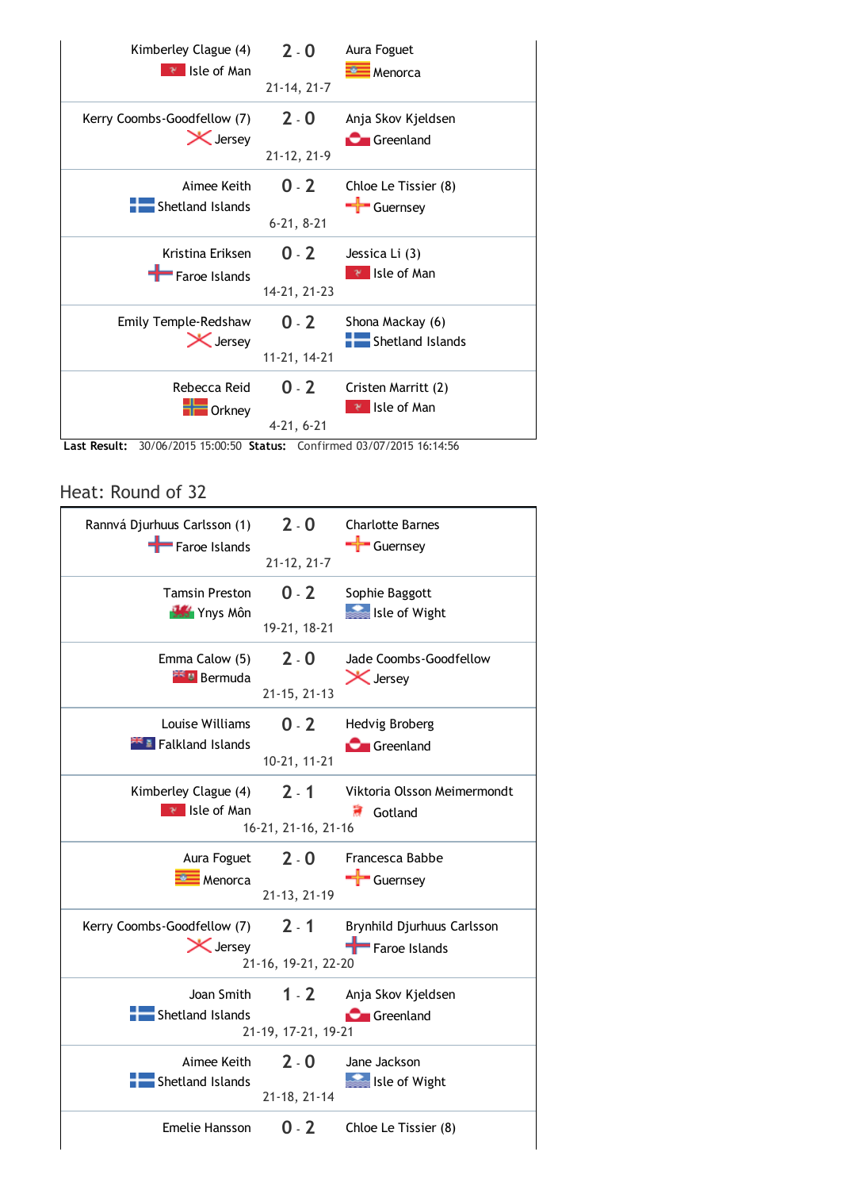| Player 1 | Score | Player 2 |
|---|---|---|
| Kimberley Clague (4) Isle of Man | 2 - 0 (21-14, 21-7) | Aura Foguet Menorca |
| Kerry Coombs-Goodfellow (7) Jersey | 2 - 0 (21-12, 21-9) | Anja Skov Kjeldsen Greenland |
| Aimee Keith Shetland Islands | 0 - 2 (6-21, 8-21) | Chloe Le Tissier (8) Guernsey |
| Kristina Eriksen Faroe Islands | 0 - 2 (14-21, 21-23) | Jessica Li (3) Isle of Man |
| Emily Temple-Redshaw Jersey | 0 - 2 (11-21, 14-21) | Shona Mackay (6) Shetland Islands |
| Rebecca Reid Orkney | 0 - 2 (4-21, 6-21) | Cristen Marritt (2) Isle of Man |

**Last Result:** 30/06/2015 15:00:50 **Status:** Confirmed 03/07/2015 16:14:56

## Heat: Round of 32

| Player 1 | Score | Player 2 |
|---|---|---|
| Rannvá Djurhuus Carlsson (1) Faroe Islands | 2 - 0 (21-12, 21-7) | Charlotte Barnes Guernsey |
| Tamsin Preston Ynys Môn | 0 - 2 (19-21, 18-21) | Sophie Baggott Isle of Wight |
| Emma Calow (5) Bermuda | 2 - 0 (21-15, 21-13) | Jade Coombs-Goodfellow Jersey |
| Louise Williams Falkland Islands | 0 - 2 (10-21, 11-21) | Hedvig Broberg Greenland |
| Kimberley Clague (4) Isle of Man | 2 - 1 (16-21, 21-16, 21-16) | Viktoria Olsson Meimermondt Gotland |
| Aura Foguet Menorca | 2 - 0 (21-13, 21-19) | Francesca Babbe Guernsey |
| Kerry Coombs-Goodfellow (7) Jersey | 2 - 1 (21-16, 19-21, 22-20) | Brynhild Djurhuus Carlsson Faroe Islands |
| Joan Smith Shetland Islands | 1 - 2 (21-19, 17-21, 19-21) | Anja Skov Kjeldsen Greenland |
| Aimee Keith Shetland Islands | 2 - 0 (21-18, 21-14) | Jane Jackson Isle of Wight |
| Emelie Hansson | 0 - 2 | Chloe Le Tissier (8) |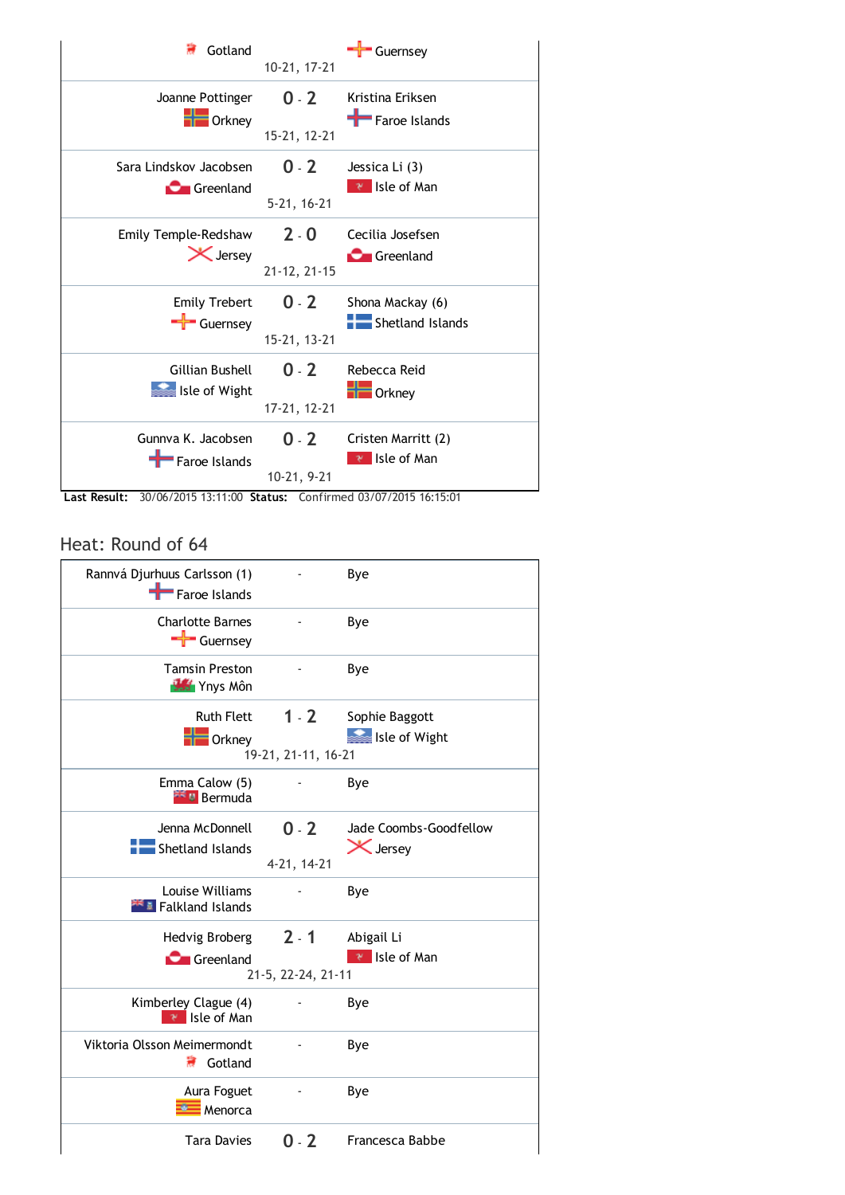| Player 1 | Score | Player 2 |
|---|---|---|
| Gotland | 10-21, 17-21 | Guernsey |
| Joanne Pottinger<br>Orkney | 0 - 2<br>15-21, 12-21 | Kristina Eriksen<br>Faroe Islands |
| Sara Lindskov Jacobsen<br>Greenland | 0 - 2<br>5-21, 16-21 | Jessica Li (3)<br>Isle of Man |
| Emily Temple-Redshaw<br>Jersey | 2 - 0<br>21-12, 21-15 | Cecilia Josefsen<br>Greenland |
| Emily Trebert<br>Guernsey | 0 - 2<br>15-21, 13-21 | Shona Mackay (6)<br>Shetland Islands |
| Gillian Bushell<br>Isle of Wight | 0 - 2<br>17-21, 12-21 | Rebecca Reid<br>Orkney |
| Gunnva K. Jacobsen<br>Faroe Islands | 0 - 2<br>10-21, 9-21 | Cristen Marritt (2)<br>Isle of Man |

**Last Result:** 30/06/2015 13:11:00 **Status:** Confirmed 03/07/2015 16:15:01

## Heat: Round of 64

| Player 1 | Score | Player 2 |
|---|---|---|
| Rannvá Djurhuus Carlsson (1)<br>Faroe Islands | - | Bye |
| Charlotte Barnes<br>Guernsey | - | Bye |
| Tamsin Preston<br>Ynys Môn | - | Bye |
| Ruth Flett<br>Orkney | 1 - 2<br>19-21, 21-11, 16-21 | Sophie Baggott<br>Isle of Wight |
| Emma Calow (5)<br>Bermuda | - | Bye |
| Jenna McDonnell<br>Shetland Islands | 0 - 2<br>4-21, 14-21 | Jade Coombs-Goodfellow<br>Jersey |
| Louise Williams<br>Falkland Islands | - | Bye |
| Hedvig Broberg<br>Greenland | 2 - 1<br>21-5, 22-24, 21-11 | Abigail Li<br>Isle of Man |
| Kimberley Clague (4)<br>Isle of Man | - | Bye |
| Viktoria Olsson Meimermondt<br>Gotland | - | Bye |
| Aura Foguet<br>Menorca | - | Bye |
| Tara Davies | 0 - 2 | Francesca Babbe |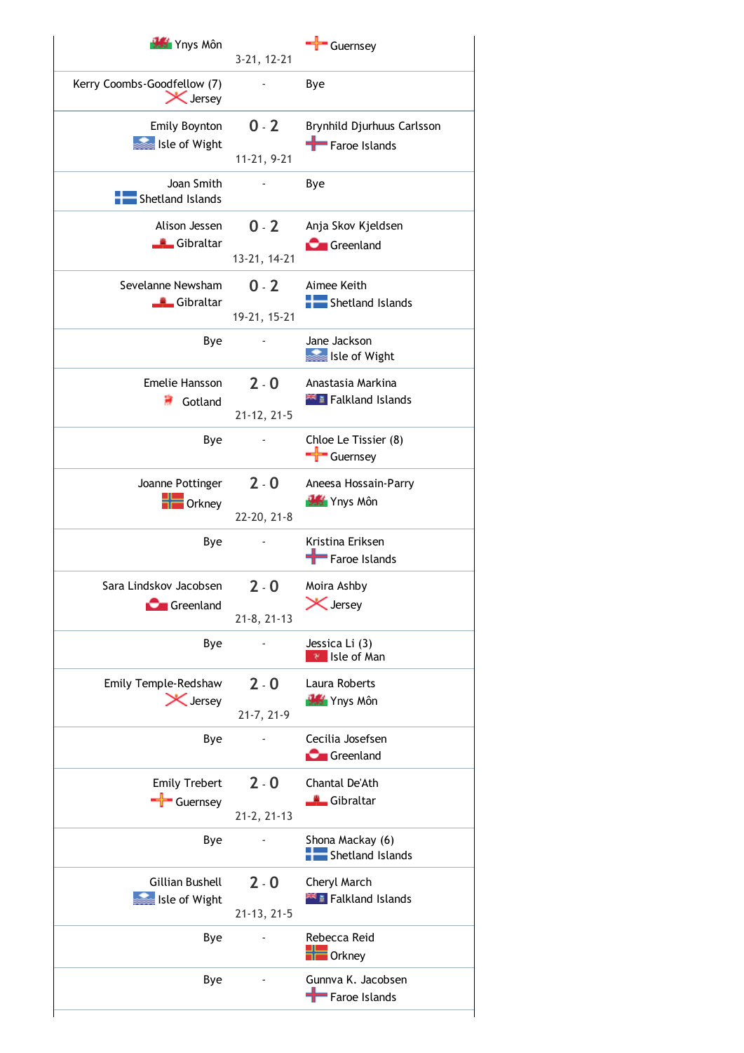| Player 1 | Score | Player 2 |
|---|---|---|
| Ynys Môn | 3-21, 12-21 | Guernsey |
| Kerry Coombs-Goodfellow (7) Jersey | - | Bye |
| Emily Boynton Isle of Wight | 0 - 2<br>11-21, 9-21 | Brynhild Djurhuus Carlsson Faroe Islands |
| Joan Smith Shetland Islands | - | Bye |
| Alison Jessen Gibraltar | 0 - 2<br>13-21, 14-21 | Anja Skov Kjeldsen Greenland |
| Sevelanne Newsham Gibraltar | 0 - 2<br>19-21, 15-21 | Aimee Keith Shetland Islands |
| Bye | - | Jane Jackson Isle of Wight |
| Emelie Hansson Gotland | 2 - 0<br>21-12, 21-5 | Anastasia Markina Falkland Islands |
| Bye | - | Chloe Le Tissier (8) Guernsey |
| Joanne Pottinger Orkney | 2 - 0<br>22-20, 21-8 | Aneesa Hossain-Parry Ynys Môn |
| Bye | - | Kristina Eriksen Faroe Islands |
| Sara Lindskov Jacobsen Greenland | 2 - 0<br>21-8, 21-13 | Moira Ashby Jersey |
| Bye | - | Jessica Li (3) Isle of Man |
| Emily Temple-Redshaw Jersey | 2 - 0<br>21-7, 21-9 | Laura Roberts Ynys Môn |
| Bye | - | Cecilia Josefsen Greenland |
| Emily Trebert Guernsey | 2 - 0<br>21-2, 21-13 | Chantal De'Ath Gibraltar |
| Bye | - | Shona Mackay (6) Shetland Islands |
| Gillian Bushell Isle of Wight | 2 - 0<br>21-13, 21-5 | Cheryl March Falkland Islands |
| Bye | - | Rebecca Reid Orkney |
| Bye | - | Gunnva K. Jacobsen Faroe Islands |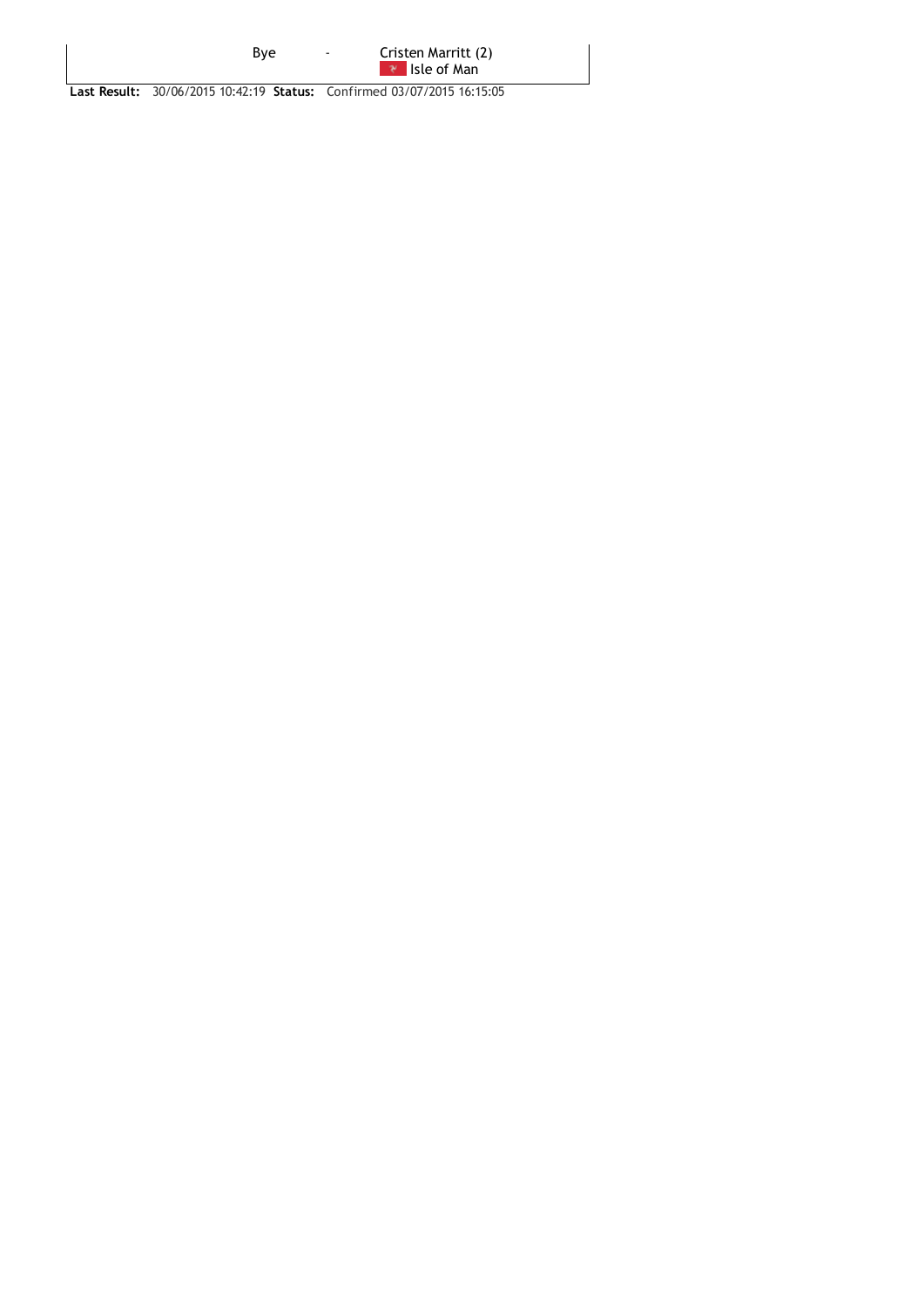| | | |
|---|---|---|
| Bye | - | Cristen Marritt (2)<br>Isle of Man |

**Last Result:** 30/06/2015 10:42:19 **Status:** Confirmed 03/07/2015 16:15:05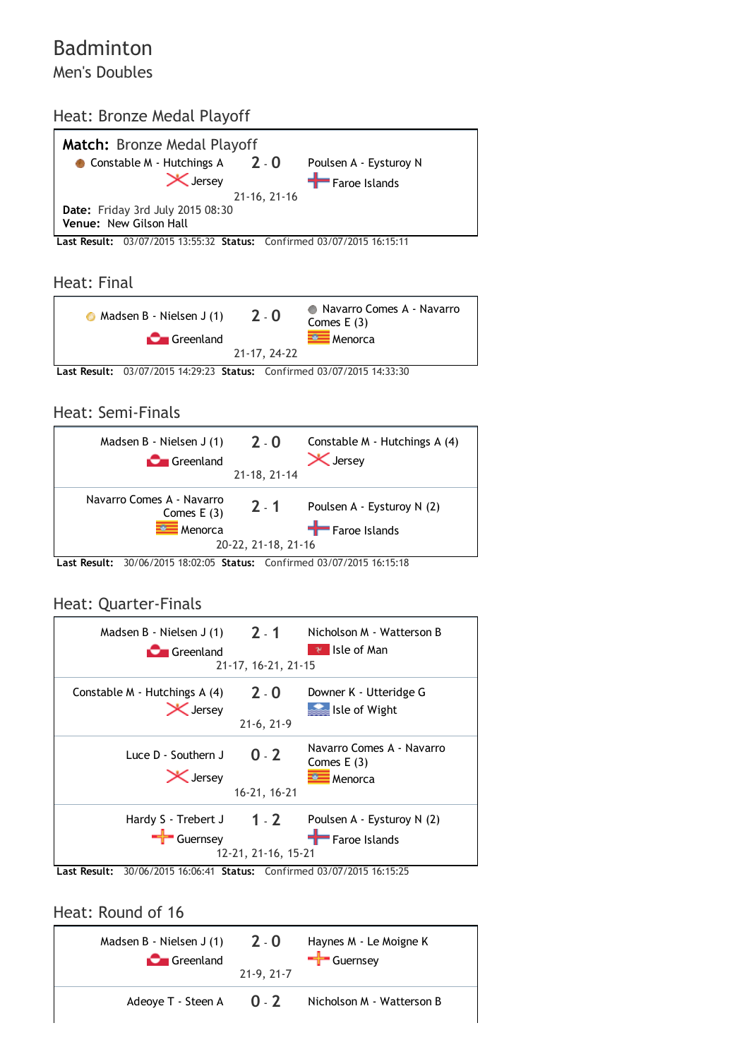# Badminton

## Men's Doubles

### Heat: Bronze Medal Playoff

**Match:** Bronze Medal Playoff

| | Score | |
|---|---|---|
| Constable M - Hutchings A<br>Jersey | 2 - 0<br>21-16, 21-16 | Poulsen A - Eysturoy N<br>Faroe Islands |

**Date:** Friday 3rd July 2015 08:30
**Venue:** New Gilson Hall

**Last Result:** 03/07/2015 13:55:32 **Status:** Confirmed 03/07/2015 16:15:11

### Heat: Final

| | Score | |
|---|---|---|
| Madsen B - Nielsen J (1)<br>Greenland | 2 - 0<br>21-17, 24-22 | Navarro Comes A - Navarro Comes E (3)<br>Menorca |

**Last Result:** 03/07/2015 14:29:23 **Status:** Confirmed 03/07/2015 14:33:30

### Heat: Semi-Finals

| | Score | |
|---|---|---|
| Madsen B - Nielsen J (1)<br>Greenland | 2 - 0<br>21-18, 21-14 | Constable M - Hutchings A (4)<br>Jersey |
| Navarro Comes A - Navarro Comes E (3)<br>Menorca | 2 - 1<br>20-22, 21-18, 21-16 | Poulsen A - Eysturoy N (2)<br>Faroe Islands |

**Last Result:** 30/06/2015 18:02:05 **Status:** Confirmed 03/07/2015 16:15:18

### Heat: Quarter-Finals

| | Score | |
|---|---|---|
| Madsen B - Nielsen J (1)<br>Greenland | 2 - 1<br>21-17, 16-21, 21-15 | Nicholson M - Watterson B<br>Isle of Man |
| Constable M - Hutchings A (4)<br>Jersey | 2 - 0<br>21-6, 21-9 | Downer K - Utteridge G<br>Isle of Wight |
| Luce D - Southern J<br>Jersey | 0 - 2<br>16-21, 16-21 | Navarro Comes A - Navarro Comes E (3)<br>Menorca |
| Hardy S - Trebert J<br>Guernsey | 1 - 2<br>12-21, 21-16, 15-21 | Poulsen A - Eysturoy N (2)<br>Faroe Islands |

**Last Result:** 30/06/2015 16:06:41 **Status:** Confirmed 03/07/2015 16:15:25

### Heat: Round of 16

| | Score | |
|---|---|---|
| Madsen B - Nielsen J (1)<br>Greenland | 2 - 0<br>21-9, 21-7 | Haynes M - Le Moigne K<br>Guernsey |
| Adeoye T - Steen A | 0 - 2 | Nicholson M - Watterson B |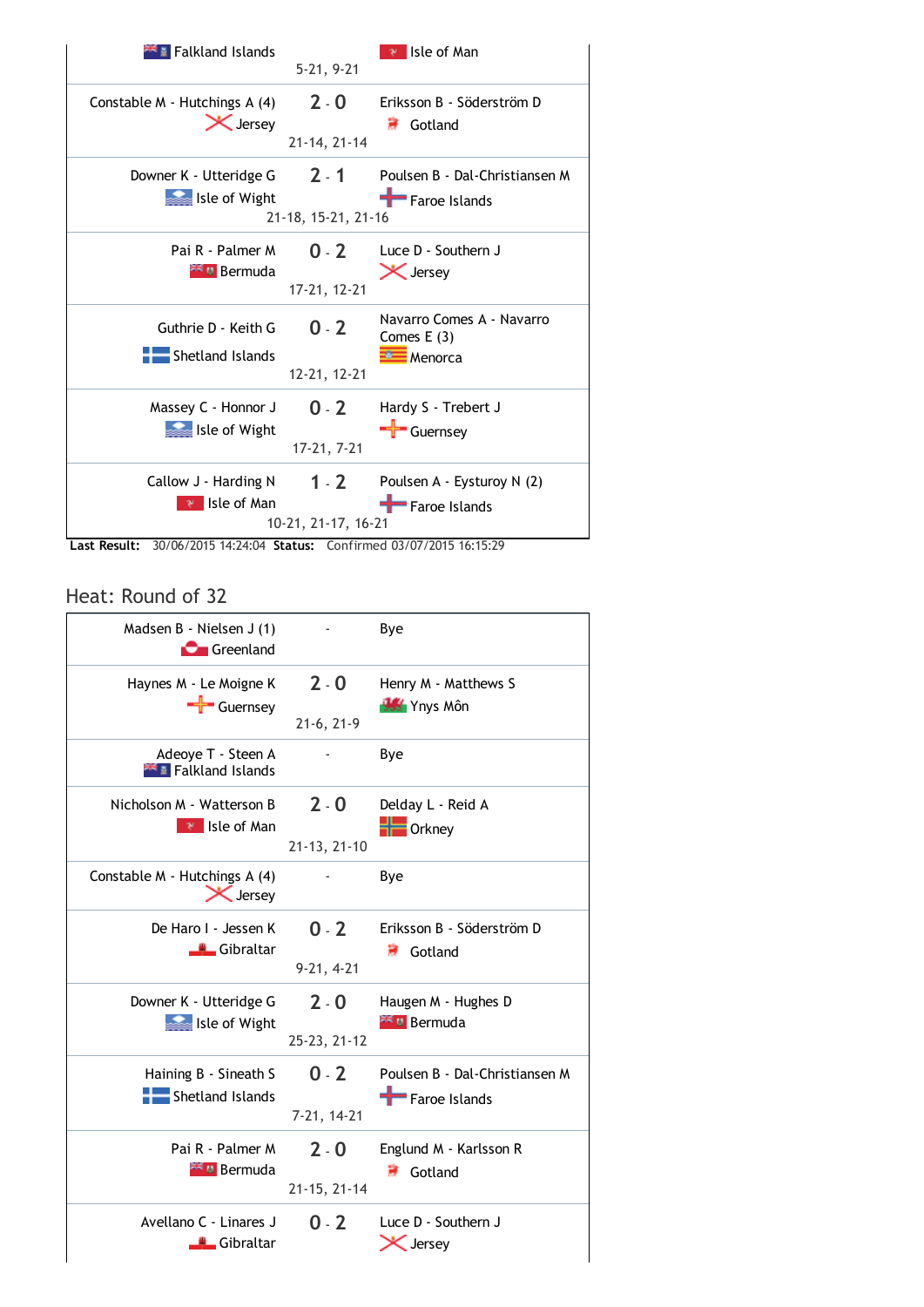| Home | Score | Away |
|---|---|---|
| Falkland Islands | 5-21, 9-21 | Isle of Man |
| Constable M - Hutchings A (4) Jersey | 2 - 0 21-14, 21-14 | Eriksson B - Söderström D Gotland |
| Downer K - Utteridge G Isle of Wight | 2 - 1 21-18, 15-21, 21-16 | Poulsen B - Dal-Christiansen M Faroe Islands |
| Pai R - Palmer M Bermuda | 0 - 2 17-21, 12-21 | Luce D - Southern J Jersey |
| Guthrie D - Keith G Shetland Islands | 0 - 2 12-21, 12-21 | Navarro Comes A - Navarro Comes E (3) Menorca |
| Massey C - Honnor J Isle of Wight | 0 - 2 17-21, 7-21 | Hardy S - Trebert J Guernsey |
| Callow J - Harding N Isle of Man | 1 - 2 10-21, 21-17, 16-21 | Poulsen A - Eysturoy N (2) Faroe Islands |

**Last Result:** 30/06/2015 14:24:04 **Status:** Confirmed 03/07/2015 16:15:29

## Heat: Round of 32

| Home | Score | Away |
|---|---|---|
| Madsen B - Nielsen J (1) Greenland | - | Bye |
| Haynes M - Le Moigne K Guernsey | 2 - 0 21-6, 21-9 | Henry M - Matthews S Ynys Môn |
| Adeoye T - Steen A Falkland Islands | - | Bye |
| Nicholson M - Watterson B Isle of Man | 2 - 0 21-13, 21-10 | Delday L - Reid A Orkney |
| Constable M - Hutchings A (4) Jersey | - | Bye |
| De Haro I - Jessen K Gibraltar | 0 - 2 9-21, 4-21 | Eriksson B - Söderström D Gotland |
| Downer K - Utteridge G Isle of Wight | 2 - 0 25-23, 21-12 | Haugen M - Hughes D Bermuda |
| Haining B - Sineath S Shetland Islands | 0 - 2 7-21, 14-21 | Poulsen B - Dal-Christiansen M Faroe Islands |
| Pai R - Palmer M Bermuda | 2 - 0 21-15, 21-14 | Englund M - Karlsson R Gotland |
| Avellano C - Linares J Gibraltar | 0 - 2 | Luce D - Southern J Jersey |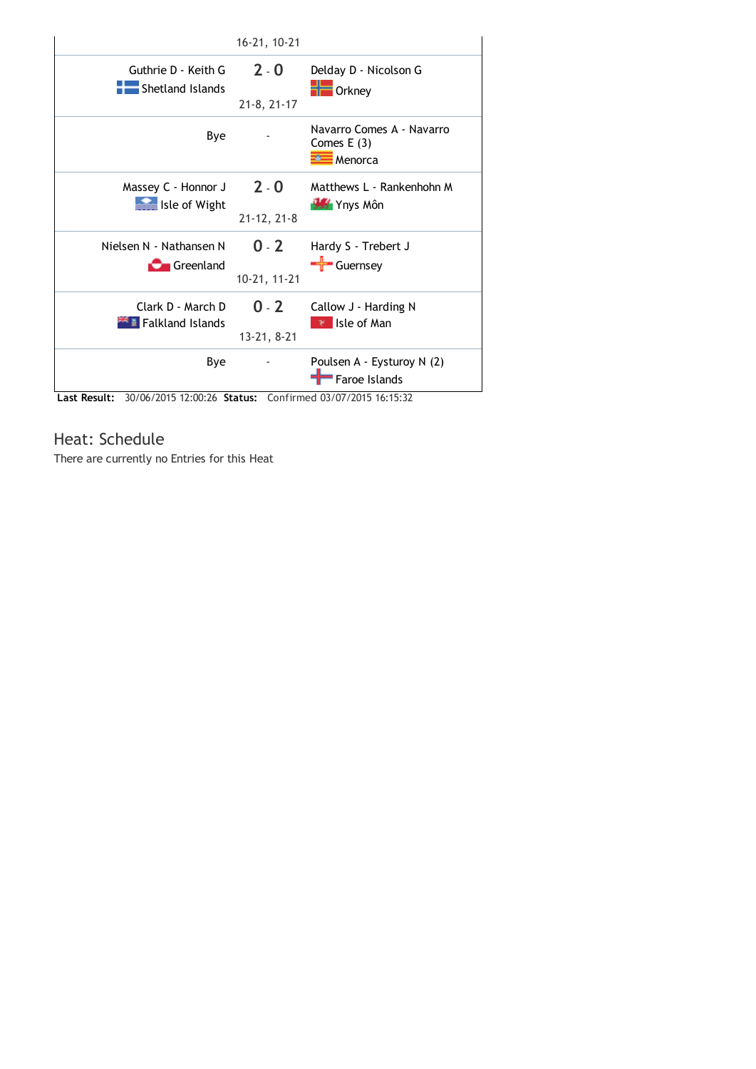| | | |
|---|---|---|
| | 16-21, 10-21 | |
| Guthrie D - Keith G<br>Shetland Islands | 2 - 0<br>21-8, 21-17 | Delday D - Nicolson G<br>Orkney |
| Bye | - | Navarro Comes A - Navarro Comes E (3)<br>Menorca |
| Massey C - Honnor J<br>Isle of Wight | 2 - 0<br>21-12, 21-8 | Matthews L - Rankenhohn M<br>Ynys Môn |
| Nielsen N - Nathansen N<br>Greenland | 0 - 2<br>10-21, 11-21 | Hardy S - Trebert J<br>Guernsey |
| Clark D - March D<br>Falkland Islands | 0 - 2<br>13-21, 8-21 | Callow J - Harding N<br>Isle of Man |
| Bye | - | Poulsen A - Eysturoy N (2)<br>Faroe Islands |

**Last Result:** 30/06/2015 12:00:26 **Status:** Confirmed 03/07/2015 16:15:32

## Heat: Schedule

There are currently no Entries for this Heat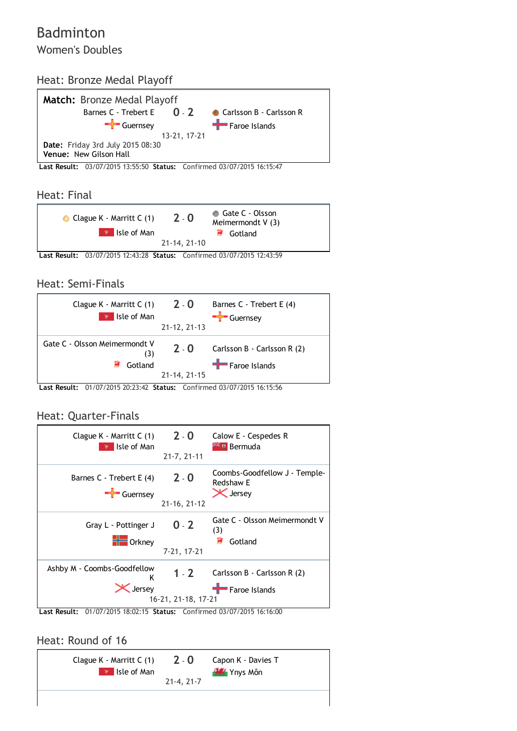# Badminton

## Women's Doubles

### Heat: Bronze Medal Playoff

**Match:** Bronze Medal Playoff

| | | |
|---|---|---|
| Barnes C - Trebert E<br>Guernsey | **0** - **2**<br>13-21, 17-21 | Carlsson B - Carlsson R<br>Faroe Islands |

**Date:** Friday 3rd July 2015 08:30
**Venue:** New Gilson Hall

**Last Result:** 03/07/2015 13:55:50 **Status:** Confirmed 03/07/2015 16:15:47

### Heat: Final

| | | |
|---|---|---|
| Clague K - Marritt C (1)<br>Isle of Man | **2** - **0**<br>21-14, 21-10 | Gate C - Olsson Meimermondt V (3)<br>Gotland |

**Last Result:** 03/07/2015 12:43:28 **Status:** Confirmed 03/07/2015 12:43:59

### Heat: Semi-Finals

| | | |
|---|---|---|
| Clague K - Marritt C (1)<br>Isle of Man | **2** - **0**<br>21-12, 21-13 | Barnes C - Trebert E (4)<br>Guernsey |
| Gate C - Olsson Meimermondt V (3)<br>Gotland | **2** - **0**<br>21-14, 21-15 | Carlsson B - Carlsson R (2)<br>Faroe Islands |

**Last Result:** 01/07/2015 20:23:42 **Status:** Confirmed 03/07/2015 16:15:56

### Heat: Quarter-Finals

| | | |
|---|---|---|
| Clague K - Marritt C (1)<br>Isle of Man | **2** - **0**<br>21-7, 21-11 | Calow E - Cespedes R<br>Bermuda |
| Barnes C - Trebert E (4)<br>Guernsey | **2** - **0**<br>21-16, 21-12 | Coombs-Goodfellow J - Temple-Redshaw E<br>Jersey |
| Gray L - Pottinger J<br>Orkney | **0** - **2**<br>7-21, 17-21 | Gate C - Olsson Meimermondt V (3)<br>Gotland |
| Ashby M - Coombs-Goodfellow K<br>Jersey | **1** - **2**<br>16-21, 21-18, 17-21 | Carlsson B - Carlsson R (2)<br>Faroe Islands |

**Last Result:** 01/07/2015 18:02:15 **Status:** Confirmed 03/07/2015 16:16:00

### Heat: Round of 16

| | | |
|---|---|---|
| Clague K - Marritt C (1)<br>Isle of Man | **2** - **0**<br>21-4, 21-7 | Capon K - Davies T<br>Ynys Môn |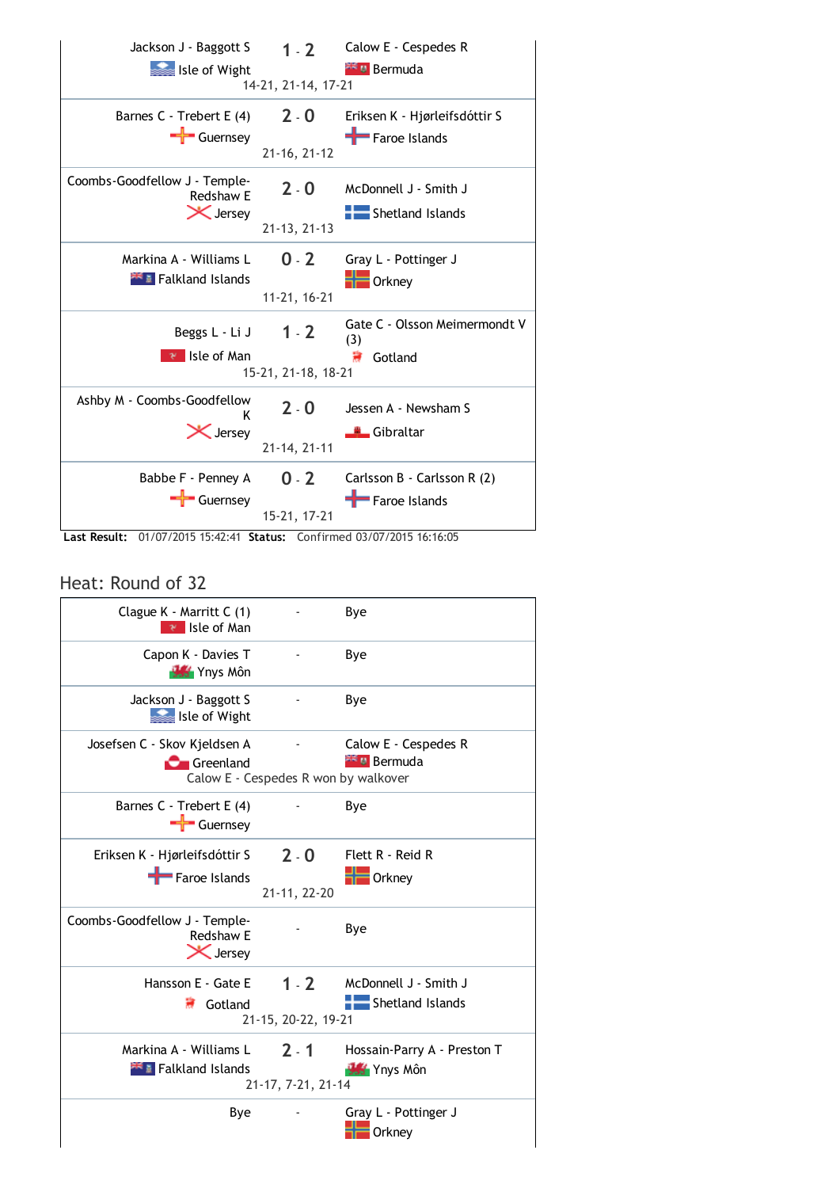| Team 1 | Score | Team 2 |
| --- | --- | --- |
| Jackson J - Baggott S<br>Isle of Wight | 1 - 2 | Calow E - Cespedes R<br>Bermuda |
| 14-21, 21-14, 17-21 | | |
| Barnes C - Trebert E (4)<br>Guernsey | 2 - 0 | Eriksen K - Hjørleifsdóttir S<br>Faroe Islands |
| 21-16, 21-12 | | |
| Coombs-Goodfellow J - Temple-Redshaw E<br>Jersey | 2 - 0 | McDonnell J - Smith J<br>Shetland Islands |
| 21-13, 21-13 | | |
| Markina A - Williams L<br>Falkland Islands | 0 - 2 | Gray L - Pottinger J<br>Orkney |
| 11-21, 16-21 | | |
| Beggs L - Li J<br>Isle of Man | 1 - 2 | Gate C - Olsson Meimermondt V (3)<br>Gotland |
| 15-21, 21-18, 18-21 | | |
| Ashby M - Coombs-Goodfellow K<br>Jersey | 2 - 0 | Jessen A - Newsham S<br>Gibraltar |
| 21-14, 21-11 | | |
| Babbe F - Penney A<br>Guernsey | 0 - 2 | Carlsson B - Carlsson R (2)<br>Faroe Islands |
| 15-21, 17-21 | | |

**Last Result:** 01/07/2015 15:42:41 **Status:** Confirmed 03/07/2015 16:16:05

## Heat: Round of 32

| Team 1 | Score | Team 2 |
| --- | --- | --- |
| Clague K - Marritt C (1)<br>Isle of Man | - | Bye |
| Capon K - Davies T<br>Ynys Môn | - | Bye |
| Jackson J - Baggott S<br>Isle of Wight | - | Bye |
| Josefsen C - Skov Kjeldsen A<br>Greenland | - | Calow E - Cespedes R<br>Bermuda |
| Calow E - Cespedes R won by walkover | | |
| Barnes C - Trebert E (4)<br>Guernsey | - | Bye |
| Eriksen K - Hjørleifsdóttir S<br>Faroe Islands | 2 - 0 | Flett R - Reid R<br>Orkney |
| 21-11, 22-20 | | |
| Coombs-Goodfellow J - Temple-Redshaw E<br>Jersey | - | Bye |
| Hansson E - Gate E<br>Gotland | 1 - 2 | McDonnell J - Smith J<br>Shetland Islands |
| 21-15, 20-22, 19-21 | | |
| Markina A - Williams L<br>Falkland Islands | 2 - 1 | Hossain-Parry A - Preston T<br>Ynys Môn |
| 21-17, 7-21, 21-14 | | |
| Bye | - | Gray L - Pottinger J<br>Orkney |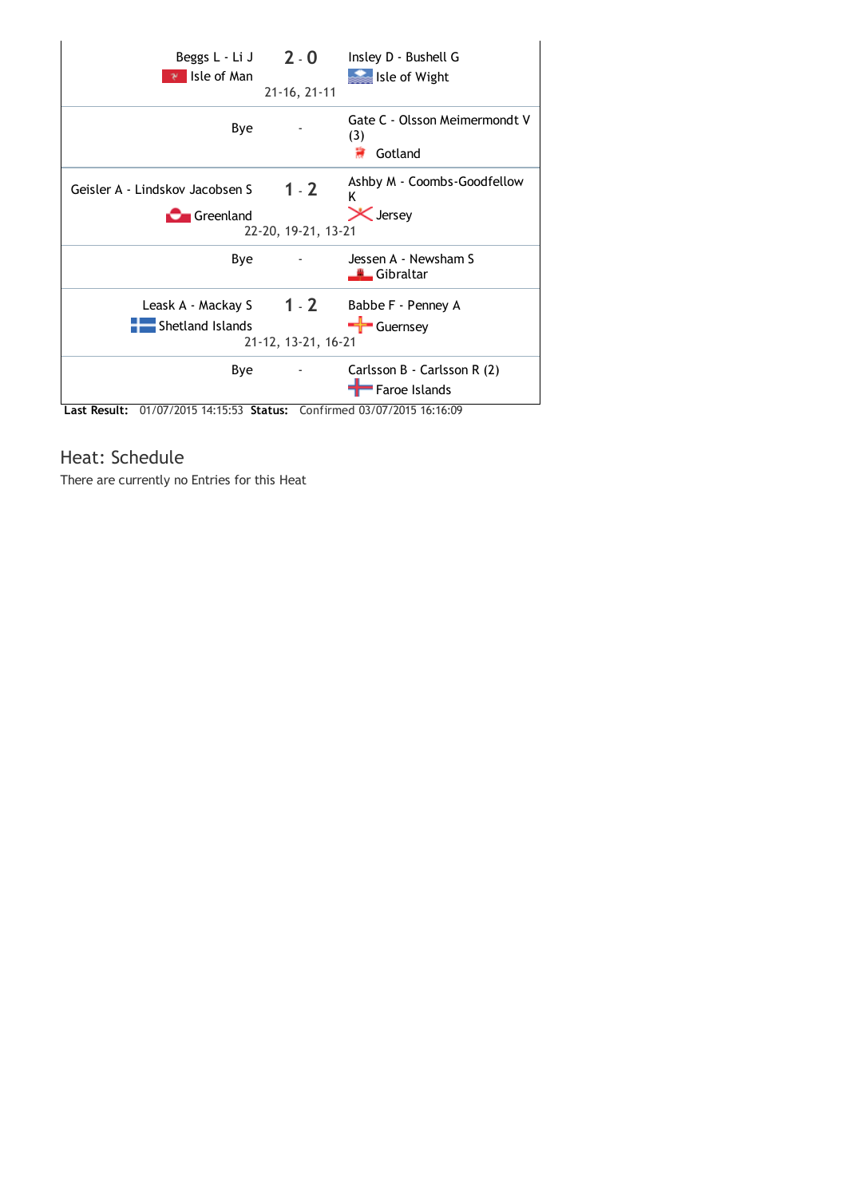| Team 1 | Score | Team 2 |
| --- | --- | --- |
| Beggs L - Li J<br>Isle of Man | 2 - 0<br>21-16, 21-11 | Insley D - Bushell G<br>Isle of Wight |
| Bye | - | Gate C - Olsson Meimermondt V (3)<br>Gotland |
| Geisler A - Lindskov Jacobsen S<br>Greenland | 1 - 2<br>22-20, 19-21, 13-21 | Ashby M - Coombs-Goodfellow K<br>Jersey |
| Bye | - | Jessen A - Newsham S<br>Gibraltar |
| Leask A - Mackay S<br>Shetland Islands | 1 - 2<br>21-12, 13-21, 16-21 | Babbe F - Penney A<br>Guernsey |
| Bye | - | Carlsson B - Carlsson R (2)<br>Faroe Islands |

**Last Result:** 01/07/2015 14:15:53 **Status:** Confirmed 03/07/2015 16:16:09

## Heat: Schedule

There are currently no Entries for this Heat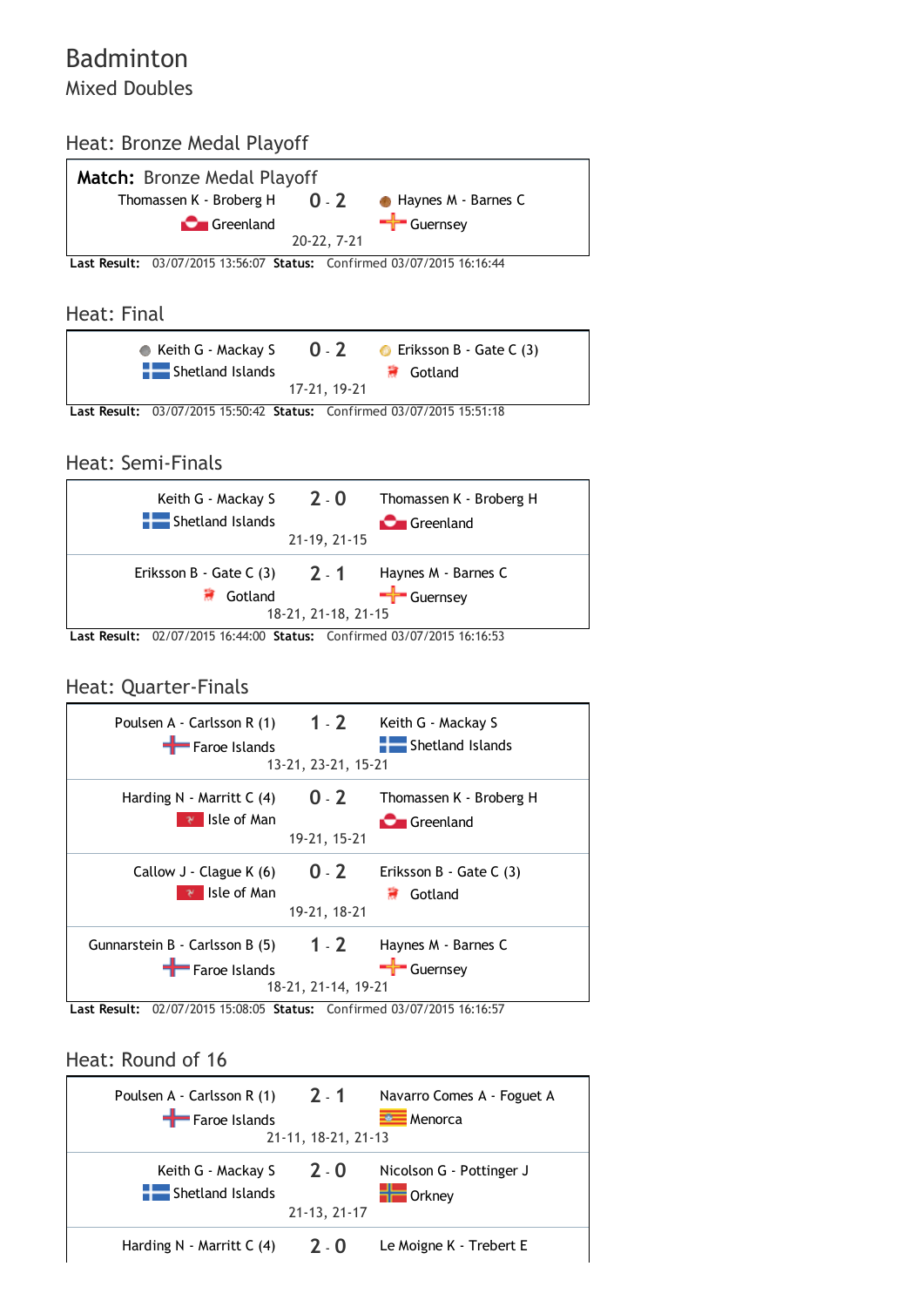# Badminton

## Mixed Doubles

### Heat: Bronze Medal Playoff

**Match:** Bronze Medal Playoff

| Team 1 | Score | Team 2 |
|---|---|---|
| Thomassen K - Broberg H<br>Greenland | 0 - 2<br>20-22, 7-21 | Haynes M - Barnes C<br>Guernsey |

**Last Result:** 03/07/2015 13:56:07 **Status:** Confirmed 03/07/2015 16:16:44

### Heat: Final

| Team 1 | Score | Team 2 |
|---|---|---|
| Keith G - Mackay S<br>Shetland Islands | 0 - 2<br>17-21, 19-21 | Eriksson B - Gate C (3)<br>Gotland |

**Last Result:** 03/07/2015 15:50:42 **Status:** Confirmed 03/07/2015 15:51:18

### Heat: Semi-Finals

| Team 1 | Score | Team 2 |
|---|---|---|
| Keith G - Mackay S<br>Shetland Islands | 2 - 0<br>21-19, 21-15 | Thomassen K - Broberg H<br>Greenland |
| Eriksson B - Gate C (3)<br>Gotland | 2 - 1<br>18-21, 21-18, 21-15 | Haynes M - Barnes C<br>Guernsey |

**Last Result:** 02/07/2015 16:44:00 **Status:** Confirmed 03/07/2015 16:16:53

### Heat: Quarter-Finals

| Team 1 | Score | Team 2 |
|---|---|---|
| Poulsen A - Carlsson R (1)<br>Faroe Islands | 1 - 2<br>13-21, 23-21, 15-21 | Keith G - Mackay S<br>Shetland Islands |
| Harding N - Marritt C (4)<br>Isle of Man | 0 - 2<br>19-21, 15-21 | Thomassen K - Broberg H<br>Greenland |
| Callow J - Clague K (6)<br>Isle of Man | 0 - 2<br>19-21, 18-21 | Eriksson B - Gate C (3)<br>Gotland |
| Gunnarstein B - Carlsson B (5)<br>Faroe Islands | 1 - 2<br>18-21, 21-14, 19-21 | Haynes M - Barnes C<br>Guernsey |

**Last Result:** 02/07/2015 15:08:05 **Status:** Confirmed 03/07/2015 16:16:57

### Heat: Round of 16

| Team 1 | Score | Team 2 |
|---|---|---|
| Poulsen A - Carlsson R (1)<br>Faroe Islands | 2 - 1<br>21-11, 18-21, 21-13 | Navarro Comes A - Foguet A<br>Menorca |
| Keith G - Mackay S<br>Shetland Islands | 2 - 0<br>21-13, 21-17 | Nicolson G - Pottinger J<br>Orkney |
| Harding N - Marritt C (4) | 2 - 0 | Le Moigne K - Trebert E |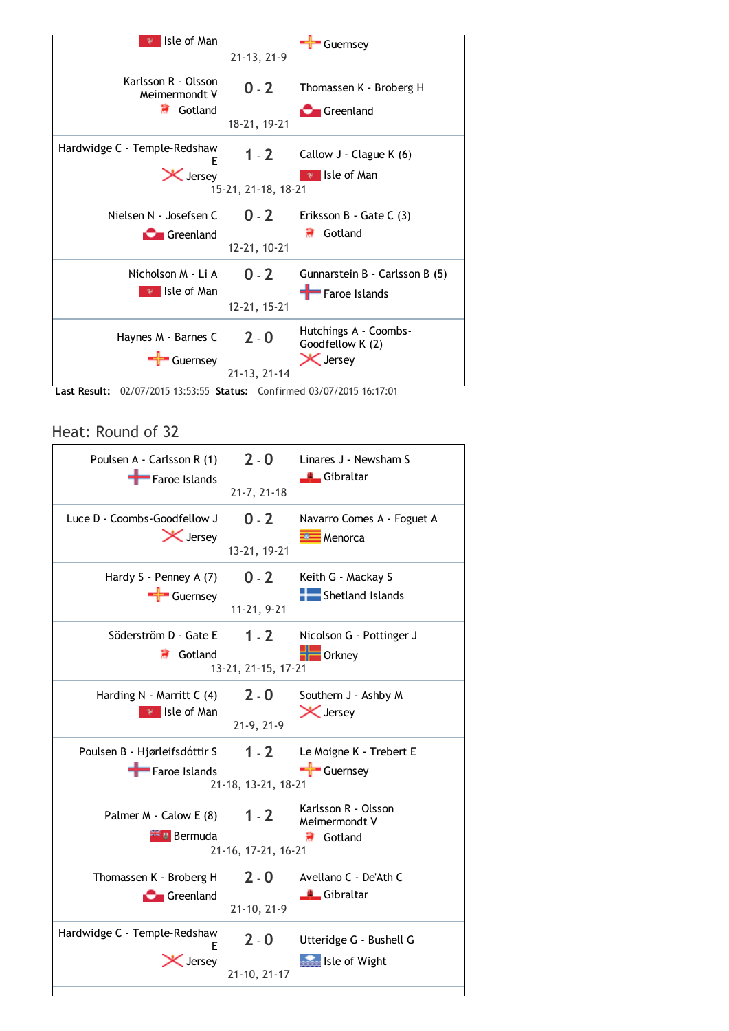| Team 1 | Score | Team 2 |
|---|---|---|
| Isle of Man | 21-13, 21-9 | Guernsey |
| Karlsson R - Olsson Meimermondt V, Gotland | 0 - 2 (18-21, 19-21) | Thomassen K - Broberg H, Greenland |
| Hardwidge C - Temple-Redshaw E, Jersey | 1 - 2 (15-21, 21-18, 18-21) | Callow J - Clague K (6), Isle of Man |
| Nielsen N - Josefsen C, Greenland | 0 - 2 (12-21, 10-21) | Eriksson B - Gate C (3), Gotland |
| Nicholson M - Li A, Isle of Man | 0 - 2 (12-21, 15-21) | Gunnarstein B - Carlsson B (5), Faroe Islands |
| Haynes M - Barnes C, Guernsey | 2 - 0 (21-13, 21-14) | Hutchings A - Coombs-Goodfellow K (2), Jersey |

**Last Result:** 02/07/2015 13:53:55 **Status:** Confirmed 03/07/2015 16:17:01

## Heat: Round of 32

| Team 1 | Score | Team 2 |
|---|---|---|
| Poulsen A - Carlsson R (1), Faroe Islands | 2 - 0 (21-7, 21-18) | Linares J - Newsham S, Gibraltar |
| Luce D - Coombs-Goodfellow J, Jersey | 0 - 2 (13-21, 19-21) | Navarro Comes A - Foguet A, Menorca |
| Hardy S - Penney A (7), Guernsey | 0 - 2 (11-21, 9-21) | Keith G - Mackay S, Shetland Islands |
| Söderström D - Gate E, Gotland | 1 - 2 (13-21, 21-15, 17-21) | Nicolson G - Pottinger J, Orkney |
| Harding N - Marritt C (4), Isle of Man | 2 - 0 (21-9, 21-9) | Southern J - Ashby M, Jersey |
| Poulsen B - Hjørleifsdóttir S, Faroe Islands | 1 - 2 (21-18, 13-21, 18-21) | Le Moigne K - Trebert E, Guernsey |
| Palmer M - Calow E (8), Bermuda | 1 - 2 (21-16, 17-21, 16-21) | Karlsson R - Olsson Meimermondt V, Gotland |
| Thomassen K - Broberg H, Greenland | 2 - 0 (21-10, 21-9) | Avellano C - De'Ath C, Gibraltar |
| Hardwidge C - Temple-Redshaw E, Jersey | 2 - 0 (21-10, 21-17) | Utteridge G - Bushell G, Isle of Wight |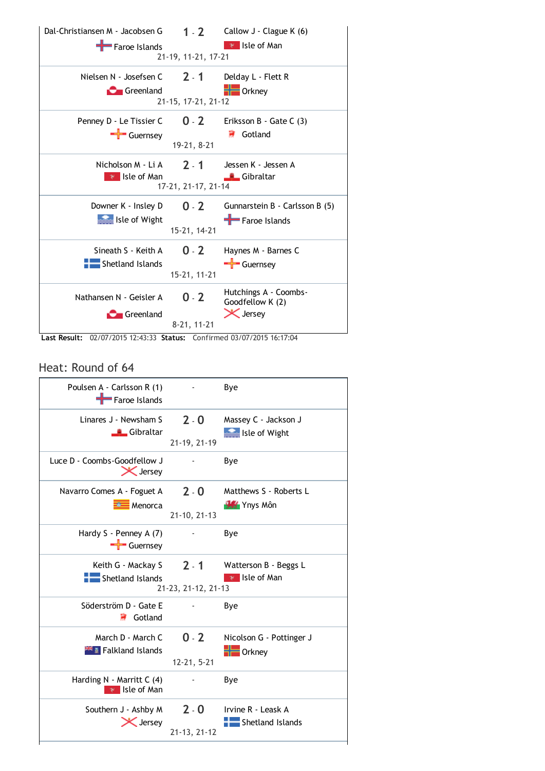| Team 1 | Score | Team 2 |
|---|---|---|
| Dal-Christiansen M - Jacobsen G<br>Faroe Islands | 1 - 2<br>21-19, 11-21, 17-21 | Callow J - Clague K (6)<br>Isle of Man |
| Nielsen N - Josefsen C<br>Greenland | 2 - 1<br>21-15, 17-21, 21-12 | Delday L - Flett R<br>Orkney |
| Penney D - Le Tissier C<br>Guernsey | 0 - 2<br>19-21, 8-21 | Eriksson B - Gate C (3)<br>Gotland |
| Nicholson M - Li A<br>Isle of Man | 2 - 1<br>17-21, 21-17, 21-14 | Jessen K - Jessen A<br>Gibraltar |
| Downer K - Insley D<br>Isle of Wight | 0 - 2<br>15-21, 14-21 | Gunnarstein B - Carlsson B (5)<br>Faroe Islands |
| Sineath S - Keith A<br>Shetland Islands | 0 - 2<br>15-21, 11-21 | Haynes M - Barnes C<br>Guernsey |
| Nathansen N - Geisler A<br>Greenland | 0 - 2<br>8-21, 11-21 | Hutchings A - Coombs-Goodfellow K (2)<br>Jersey |

**Last Result:** 02/07/2015 12:43:33 **Status:** Confirmed 03/07/2015 16:17:04

## Heat: Round of 64

| Team 1 | Score | Team 2 |
|---|---|---|
| Poulsen A - Carlsson R (1)<br>Faroe Islands | - | Bye |
| Linares J - Newsham S<br>Gibraltar | 2 - 0<br>21-19, 21-19 | Massey C - Jackson J<br>Isle of Wight |
| Luce D - Coombs-Goodfellow J<br>Jersey | - | Bye |
| Navarro Comes A - Foguet A<br>Menorca | 2 - 0<br>21-10, 21-13 | Matthews S - Roberts L<br>Ynys Môn |
| Hardy S - Penney A (7)<br>Guernsey | - | Bye |
| Keith G - Mackay S<br>Shetland Islands | 2 - 1<br>21-23, 21-12, 21-13 | Watterson B - Beggs L<br>Isle of Man |
| Söderström D - Gate E<br>Gotland | - | Bye |
| March D - March C<br>Falkland Islands | 0 - 2<br>12-21, 5-21 | Nicolson G - Pottinger J<br>Orkney |
| Harding N - Marritt C (4)<br>Isle of Man | - | Bye |
| Southern J - Ashby M<br>Jersey | 2 - 0<br>21-13, 21-12 | Irvine R - Leask A<br>Shetland Islands |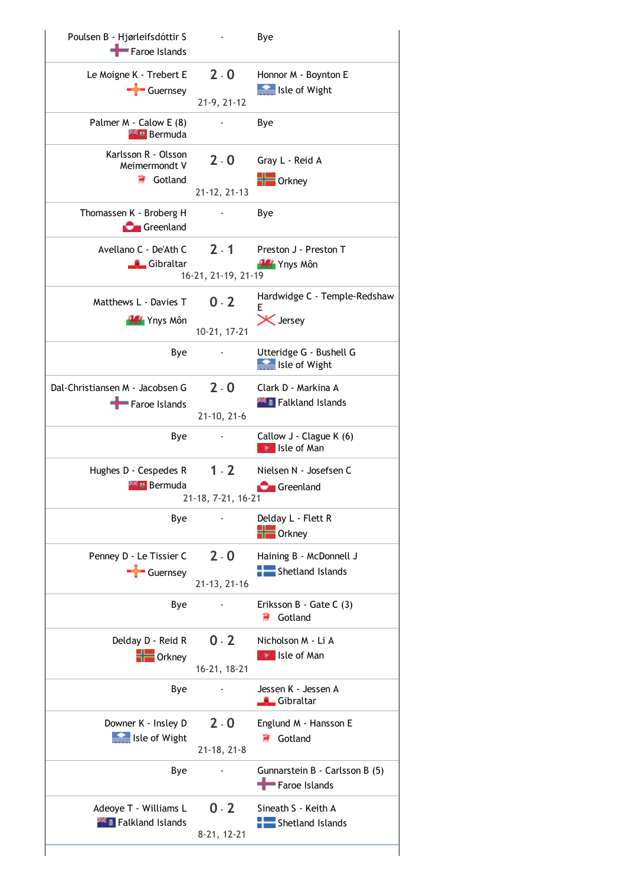| Team 1 | Score | Team 2 |
| --- | --- | --- |
| Poulsen B - Hjørleifsdóttir S<br>Faroe Islands | - | Bye |
| Le Moigne K - Trebert E<br>Guernsey | 2 - 0<br>21-9, 21-12 | Honnor M - Boynton E<br>Isle of Wight |
| Palmer M - Calow E (8)<br>Bermuda | - | Bye |
| Karlsson R - Olsson Meimermondt V<br>Gotland | 2 - 0<br>21-12, 21-13 | Gray L - Reid A<br>Orkney |
| Thomassen K - Broberg H<br>Greenland | - | Bye |
| Avellano C - De'Ath C<br>Gibraltar | 2 - 1<br>16-21, 21-19, 21-19 | Preston J - Preston T<br>Ynys Môn |
| Matthews L - Davies T<br>Ynys Môn | 0 - 2<br>10-21, 17-21 | Hardwidge C - Temple-Redshaw E<br>Jersey |
| Bye | - | Utteridge G - Bushell G<br>Isle of Wight |
| Dal-Christiansen M - Jacobsen G<br>Faroe Islands | 2 - 0<br>21-10, 21-6 | Clark D - Markina A<br>Falkland Islands |
| Bye | - | Callow J - Clague K (6)<br>Isle of Man |
| Hughes D - Cespedes R<br>Bermuda | 1 - 2<br>21-18, 7-21, 16-21 | Nielsen N - Josefsen C<br>Greenland |
| Bye | - | Delday L - Flett R<br>Orkney |
| Penney D - Le Tissier C<br>Guernsey | 2 - 0<br>21-13, 21-16 | Haining B - McDonnell J<br>Shetland Islands |
| Bye | - | Eriksson B - Gate C (3)<br>Gotland |
| Delday D - Reid R<br>Orkney | 0 - 2<br>16-21, 18-21 | Nicholson M - Li A<br>Isle of Man |
| Bye | - | Jessen K - Jessen A<br>Gibraltar |
| Downer K - Insley D<br>Isle of Wight | 2 - 0<br>21-18, 21-8 | Englund M - Hansson E<br>Gotland |
| Bye | - | Gunnarstein B - Carlsson B (5)<br>Faroe Islands |
| Adeoye T - Williams L<br>Falkland Islands | 0 - 2<br>8-21, 12-21 | Sineath S - Keith A<br>Shetland Islands |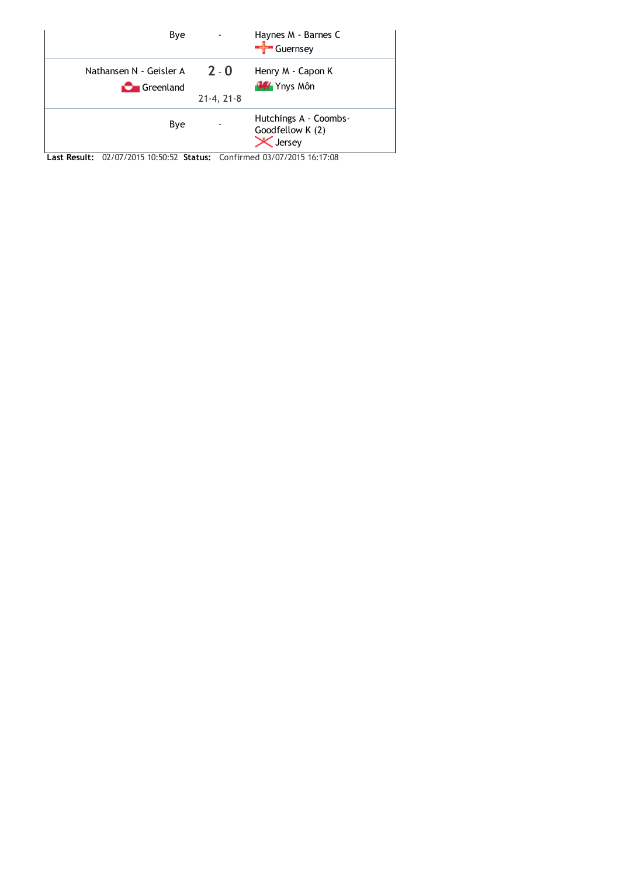| | | |
|---|---|---|
| Bye | - | Haynes M - Barnes C<br>Guernsey |
| Nathansen N - Geisler A<br>Greenland | 2 - 0<br>21-4, 21-8 | Henry M - Capon K<br>Ynys Môn |
| Bye | - | Hutchings A - Coombs-Goodfellow K (2)<br>Jersey |

**Last Result:** 02/07/2015 10:50:52 **Status:** Confirmed 03/07/2015 16:17:08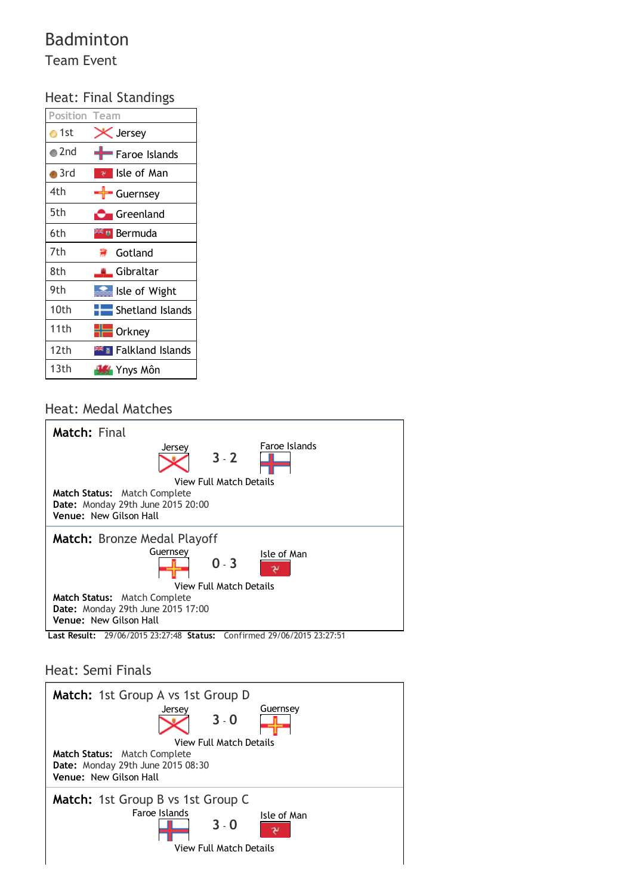# Badminton

## Team Event

### Heat: Final Standings

| Position | Team |
|---|---|
| 1st | Jersey |
| 2nd | Faroe Islands |
| 3rd | Isle of Man |
| 4th | Guernsey |
| 5th | Greenland |
| 6th | Bermuda |
| 7th | Gotland |
| 8th | Gibraltar |
| 9th | Isle of Wight |
| 10th | Shetland Islands |
| 11th | Orkney |
| 12th | Falkland Islands |
| 13th | Ynys Môn |

### Heat: Medal Matches

**Match:** Final

Jersey 3 - 2 Faroe Islands

View Full Match Details

**Match Status:** Match Complete
**Date:** Monday 29th June 2015 20:00
**Venue:** New Gilson Hall

**Match:** Bronze Medal Playoff

Guernsey 0 - 3 Isle of Man

View Full Match Details

**Match Status:** Match Complete
**Date:** Monday 29th June 2015 17:00
**Venue:** New Gilson Hall

**Last Result:** 29/06/2015 23:27:48 **Status:** Confirmed 29/06/2015 23:27:51

### Heat: Semi Finals

**Match:** 1st Group A vs 1st Group D

Jersey 3 - 0 Guernsey

View Full Match Details

**Match Status:** Match Complete
**Date:** Monday 29th June 2015 08:30
**Venue:** New Gilson Hall

**Match:** 1st Group B vs 1st Group C

Faroe Islands 3 - 0 Isle of Man

View Full Match Details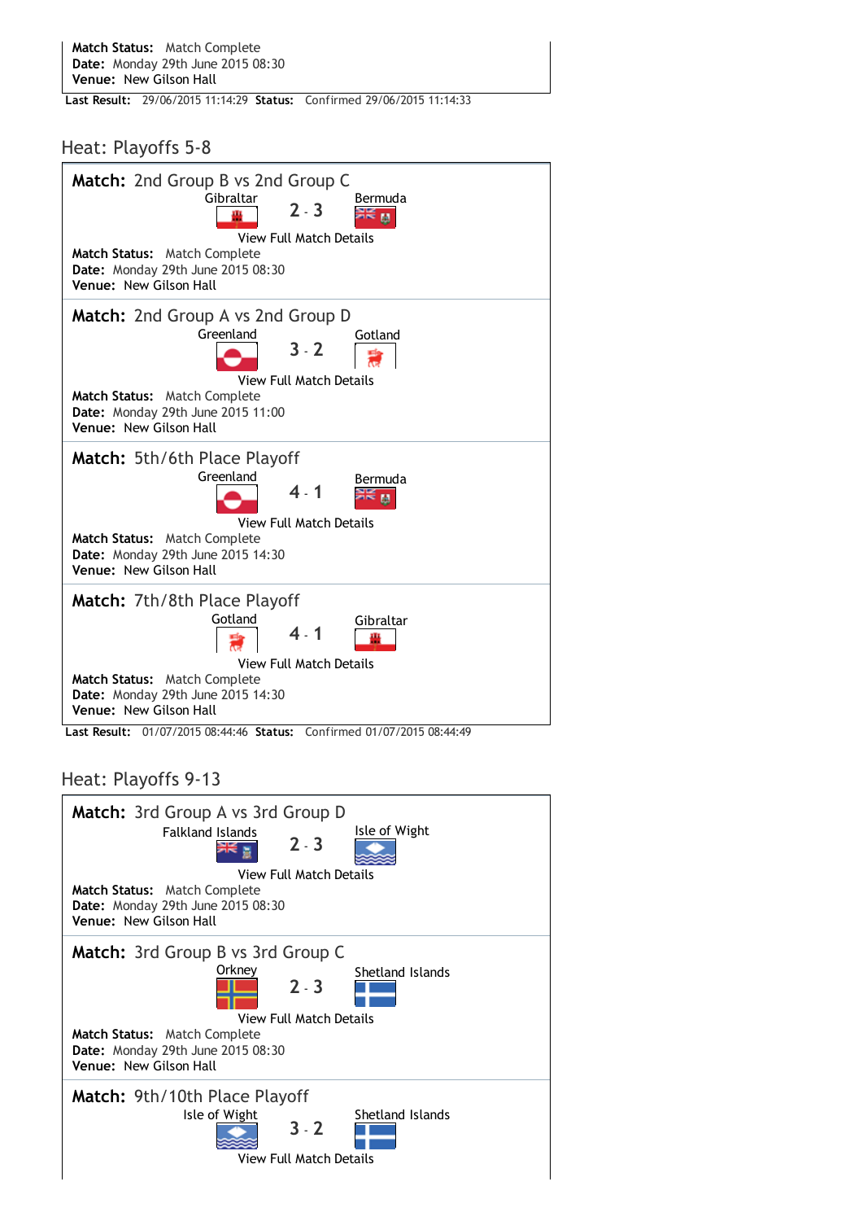**Match Status:** Match Complete
**Date:** Monday 29th June 2015 08:30
**Venue:** New Gilson Hall

**Last Result:** 29/06/2015 11:14:29 **Status:** Confirmed 29/06/2015 11:14:33

## Heat: Playoffs 5-8

### Match: 2nd Group B vs 2nd Group C

Gibraltar **2 - 3** Bermuda

View Full Match Details

**Match Status:** Match Complete
**Date:** Monday 29th June 2015 08:30
**Venue:** New Gilson Hall

### Match: 2nd Group A vs 2nd Group D

Greenland **3 - 2** Gotland

View Full Match Details

**Match Status:** Match Complete
**Date:** Monday 29th June 2015 11:00
**Venue:** New Gilson Hall

### Match: 5th/6th Place Playoff

Greenland **4 - 1** Bermuda

View Full Match Details

**Match Status:** Match Complete
**Date:** Monday 29th June 2015 14:30
**Venue:** New Gilson Hall

### Match: 7th/8th Place Playoff

Gotland **4 - 1** Gibraltar

View Full Match Details

**Match Status:** Match Complete
**Date:** Monday 29th June 2015 14:30
**Venue:** New Gilson Hall

**Last Result:** 01/07/2015 08:44:46 **Status:** Confirmed 01/07/2015 08:44:49

## Heat: Playoffs 9-13

### Match: 3rd Group A vs 3rd Group D

Falkland Islands **2 - 3** Isle of Wight

View Full Match Details

**Match Status:** Match Complete
**Date:** Monday 29th June 2015 08:30
**Venue:** New Gilson Hall

### Match: 3rd Group B vs 3rd Group C

Orkney **2 - 3** Shetland Islands

View Full Match Details

**Match Status:** Match Complete
**Date:** Monday 29th June 2015 08:30
**Venue:** New Gilson Hall

### Match: 9th/10th Place Playoff

Isle of Wight **3 - 2** Shetland Islands

View Full Match Details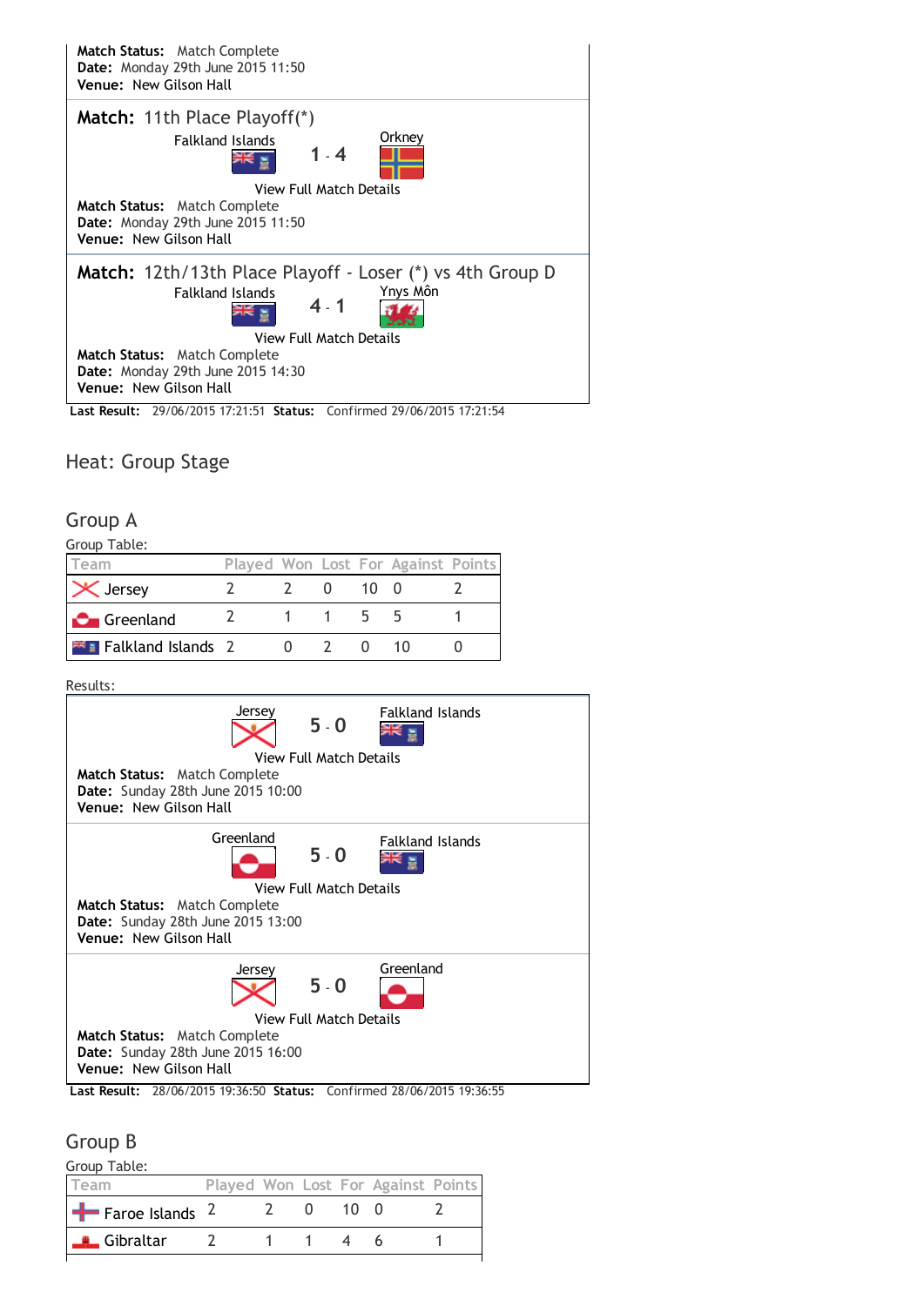**Match Status:** Match Complete
**Date:** Monday 29th June 2015 11:50
**Venue:** New Gilson Hall

**Match:** 11th Place Playoff(*)

Falkland Islands **1 - 4** Orkney

View Full Match Details

**Match Status:** Match Complete
**Date:** Monday 29th June 2015 11:50
**Venue:** New Gilson Hall

**Match:** 12th/13th Place Playoff - Loser (*) vs 4th Group D

Falkland Islands **4 - 1** Ynys Môn

View Full Match Details

**Match Status:** Match Complete
**Date:** Monday 29th June 2015 14:30
**Venue:** New Gilson Hall

**Last Result:** 29/06/2015 17:21:51 **Status:** Confirmed 29/06/2015 17:21:54

## Heat: Group Stage

### Group A

Group Table:

| Team | Played | Won | Lost | For | Against | Points |
|---|---|---|---|---|---|---|
| Jersey | 2 | 2 | 0 | 10 | 0 | 2 |
| Greenland | 2 | 1 | 1 | 5 | 5 | 1 |
| Falkland Islands | 2 | 0 | 2 | 0 | 10 | 0 |

Results:

Jersey **5 - 0** Falkland Islands

View Full Match Details

**Match Status:** Match Complete
**Date:** Sunday 28th June 2015 10:00
**Venue:** New Gilson Hall

Greenland **5 - 0** Falkland Islands

View Full Match Details

**Match Status:** Match Complete
**Date:** Sunday 28th June 2015 13:00
**Venue:** New Gilson Hall

Jersey **5 - 0** Greenland

View Full Match Details

**Match Status:** Match Complete
**Date:** Sunday 28th June 2015 16:00
**Venue:** New Gilson Hall

**Last Result:** 28/06/2015 19:36:50 **Status:** Confirmed 28/06/2015 19:36:55

### Group B

Group Table:

| Team | Played | Won | Lost | For | Against | Points |
|---|---|---|---|---|---|---|
| Faroe Islands | 2 | 2 | 0 | 10 | 0 | 2 |
| Gibraltar | 2 | 1 | 1 | 4 | 6 | 1 |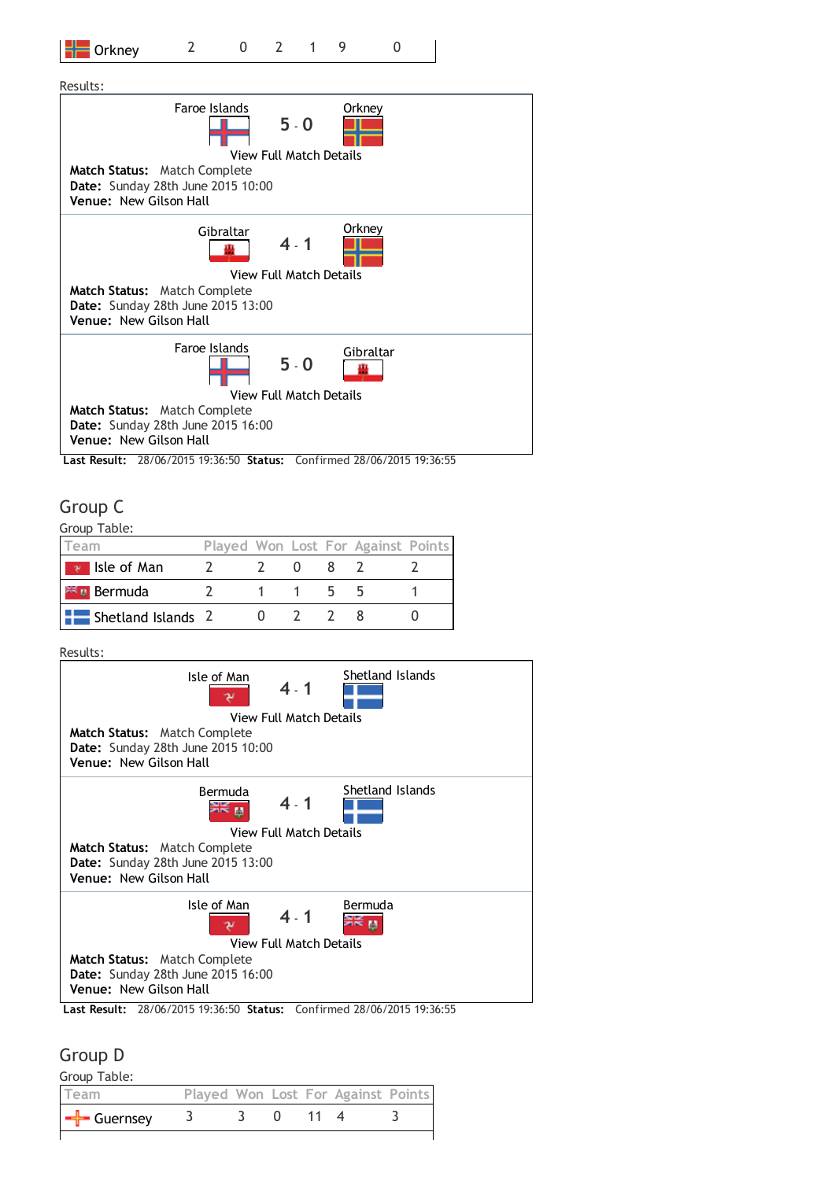| Team | Played | Won | Lost | For | Against | Points |
|---|---|---|---|---|---|---|
| Orkney | 2 | 0 | 2 | 1 | 9 | 0 |

Results:

Faroe Islands **5 - 0** Orkney

View Full Match Details

**Match Status:** Match Complete
**Date:** Sunday 28th June 2015 10:00
**Venue:** New Gilson Hall

Gibraltar **4 - 1** Orkney

View Full Match Details

**Match Status:** Match Complete
**Date:** Sunday 28th June 2015 13:00
**Venue:** New Gilson Hall

Faroe Islands **5 - 0** Gibraltar

View Full Match Details

**Match Status:** Match Complete
**Date:** Sunday 28th June 2015 16:00
**Venue:** New Gilson Hall

**Last Result:** 28/06/2015 19:36:50 **Status:** Confirmed 28/06/2015 19:36:55

## Group C

Group Table:

| Team | Played | Won | Lost | For | Against | Points |
|---|---|---|---|---|---|---|
| Isle of Man | 2 | 2 | 0 | 8 | 2 | 2 |
| Bermuda | 2 | 1 | 1 | 5 | 5 | 1 |
| Shetland Islands | 2 | 0 | 2 | 2 | 8 | 0 |

Results:

Isle of Man **4 - 1** Shetland Islands

View Full Match Details

**Match Status:** Match Complete
**Date:** Sunday 28th June 2015 10:00
**Venue:** New Gilson Hall

Bermuda **4 - 1** Shetland Islands

View Full Match Details

**Match Status:** Match Complete
**Date:** Sunday 28th June 2015 13:00
**Venue:** New Gilson Hall

Isle of Man **4 - 1** Bermuda

View Full Match Details

**Match Status:** Match Complete
**Date:** Sunday 28th June 2015 16:00
**Venue:** New Gilson Hall

**Last Result:** 28/06/2015 19:36:50 **Status:** Confirmed 28/06/2015 19:36:55

## Group D

Group Table:

| Team | Played | Won | Lost | For | Against | Points |
|---|---|---|---|---|---|---|
| Guernsey | 3 | 3 | 0 | 11 | 4 | 3 |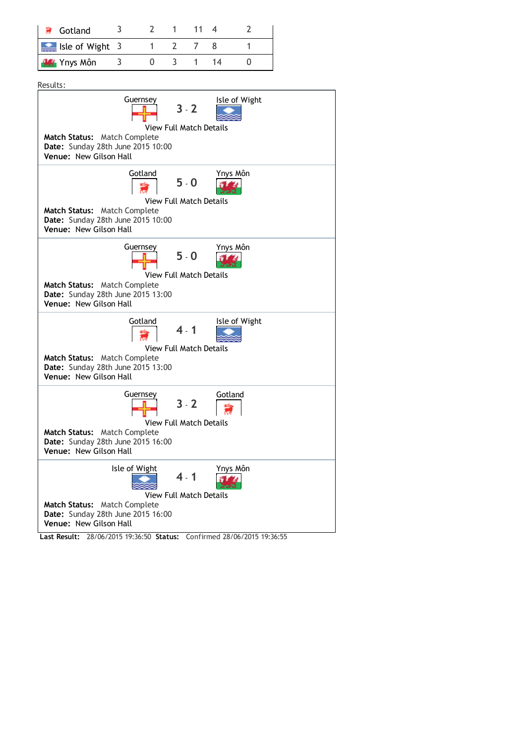| | | | | | | |
|---|---|---|---|---|---|---|
| Gotland | 3 | 2 | 1 | 11 | 4 | 2 |
| Isle of Wight | 3 | 1 | 2 | 7 | 8 | 1 |
| Ynys Môn | 3 | 0 | 3 | 1 | 14 | 0 |

Results:

Guernsey 3 - 2 Isle of Wight
View Full Match Details
**Match Status:** Match Complete
**Date:** Sunday 28th June 2015 10:00
**Venue:** New Gilson Hall

Gotland 5 - 0 Ynys Môn
View Full Match Details
**Match Status:** Match Complete
**Date:** Sunday 28th June 2015 10:00
**Venue:** New Gilson Hall

Guernsey 5 - 0 Ynys Môn
View Full Match Details
**Match Status:** Match Complete
**Date:** Sunday 28th June 2015 13:00
**Venue:** New Gilson Hall

Gotland 4 - 1 Isle of Wight
View Full Match Details
**Match Status:** Match Complete
**Date:** Sunday 28th June 2015 13:00
**Venue:** New Gilson Hall

Guernsey 3 - 2 Gotland
View Full Match Details
**Match Status:** Match Complete
**Date:** Sunday 28th June 2015 16:00
**Venue:** New Gilson Hall

Isle of Wight 4 - 1 Ynys Môn
View Full Match Details
**Match Status:** Match Complete
**Date:** Sunday 28th June 2015 16:00
**Venue:** New Gilson Hall

**Last Result:** 28/06/2015 19:36:50 **Status:** Confirmed 28/06/2015 19:36:55